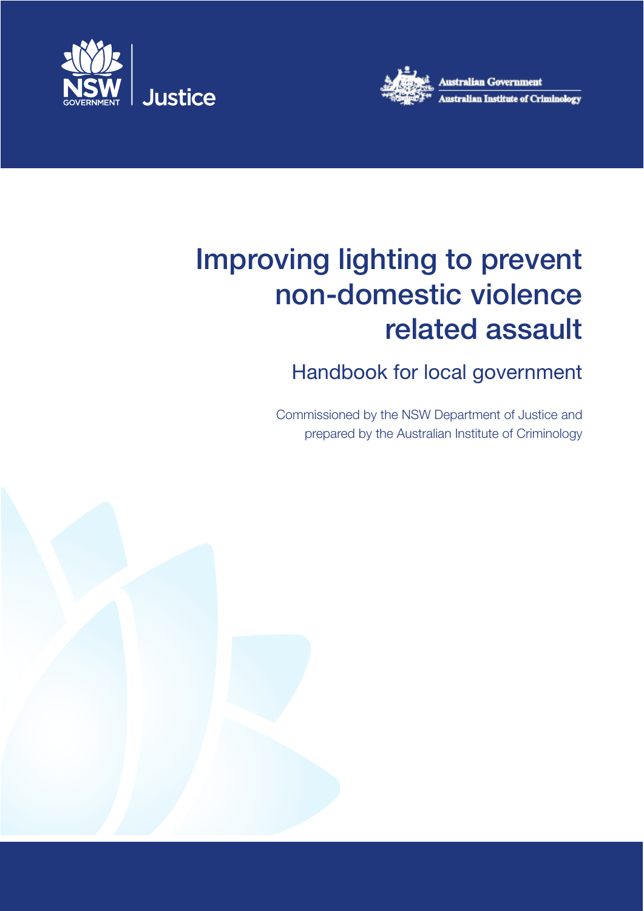NSW GOVERNMENT | Justice

Australian Government
Australian Institute of Criminology

# Improving lighting to prevent non-domestic violence related assault

## Handbook for local government

Commissioned by the NSW Department of Justice and prepared by the Australian Institute of Criminology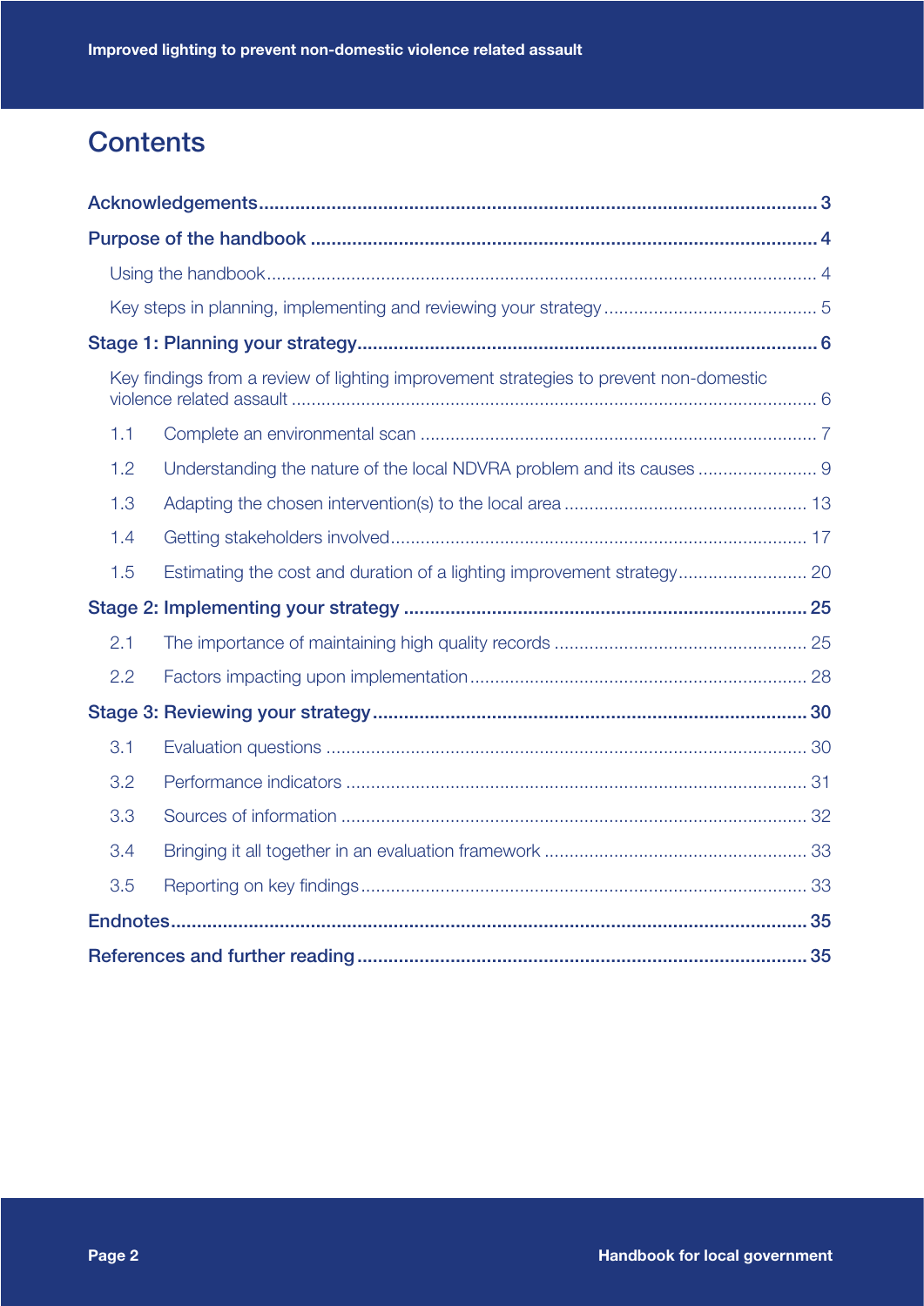# Contents

- **Acknowledgements** 3
- **Purpose of the handbook** 4
  - Using the handbook 4
  - Key steps in planning, implementing and reviewing your strategy 5
- **Stage 1: Planning your strategy** 6
  - Key findings from a review of lighting improvement strategies to prevent non-domestic violence related assault 6
  - 1.1 Complete an environmental scan 7
  - 1.2 Understanding the nature of the local NDVRA problem and its causes 9
  - 1.3 Adapting the chosen intervention(s) to the local area 13
  - 1.4 Getting stakeholders involved 17
  - 1.5 Estimating the cost and duration of a lighting improvement strategy 20
- **Stage 2: Implementing your strategy** 25
  - 2.1 The importance of maintaining high quality records 25
  - 2.2 Factors impacting upon implementation 28
- **Stage 3: Reviewing your strategy** 30
  - 3.1 Evaluation questions 30
  - 3.2 Performance indicators 31
  - 3.3 Sources of information 32
  - 3.4 Bringing it all together in an evaluation framework 33
  - 3.5 Reporting on key findings 33
- **Endnotes** 35
- **References and further reading** 35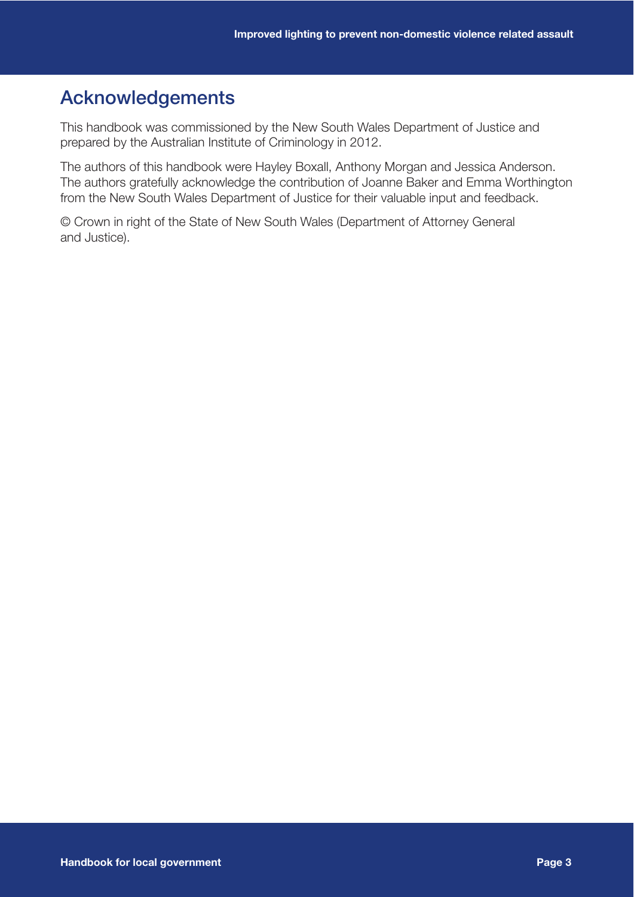## Acknowledgements

This handbook was commissioned by the New South Wales Department of Justice and prepared by the Australian Institute of Criminology in 2012.

The authors of this handbook were Hayley Boxall, Anthony Morgan and Jessica Anderson. The authors gratefully acknowledge the contribution of Joanne Baker and Emma Worthington from the New South Wales Department of Justice for their valuable input and feedback.

© Crown in right of the State of New South Wales (Department of Attorney General and Justice).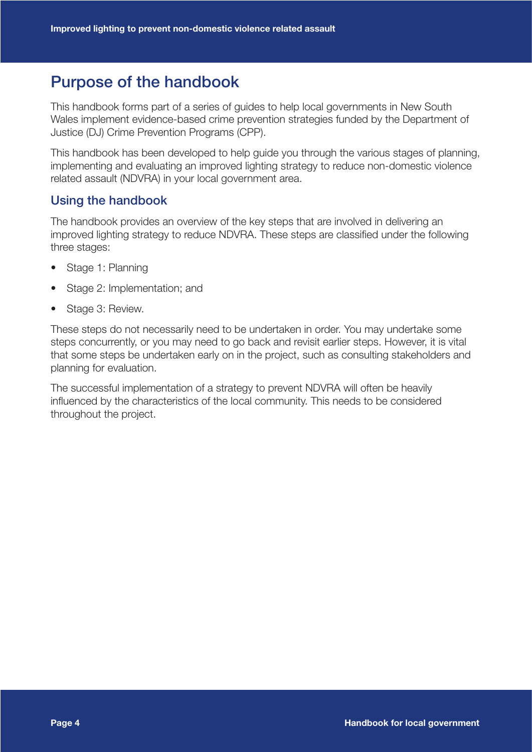# Purpose of the handbook

This handbook forms part of a series of guides to help local governments in New South Wales implement evidence-based crime prevention strategies funded by the Department of Justice (DJ) Crime Prevention Programs (CPP).

This handbook has been developed to help guide you through the various stages of planning, implementing and evaluating an improved lighting strategy to reduce non-domestic violence related assault (NDVRA) in your local government area.

## Using the handbook

The handbook provides an overview of the key steps that are involved in delivering an improved lighting strategy to reduce NDVRA. These steps are classified under the following three stages:

- Stage 1: Planning
- Stage 2: Implementation; and
- Stage 3: Review.

These steps do not necessarily need to be undertaken in order. You may undertake some steps concurrently, or you may need to go back and revisit earlier steps. However, it is vital that some steps be undertaken early on in the project, such as consulting stakeholders and planning for evaluation.

The successful implementation of a strategy to prevent NDVRA will often be heavily influenced by the characteristics of the local community. This needs to be considered throughout the project.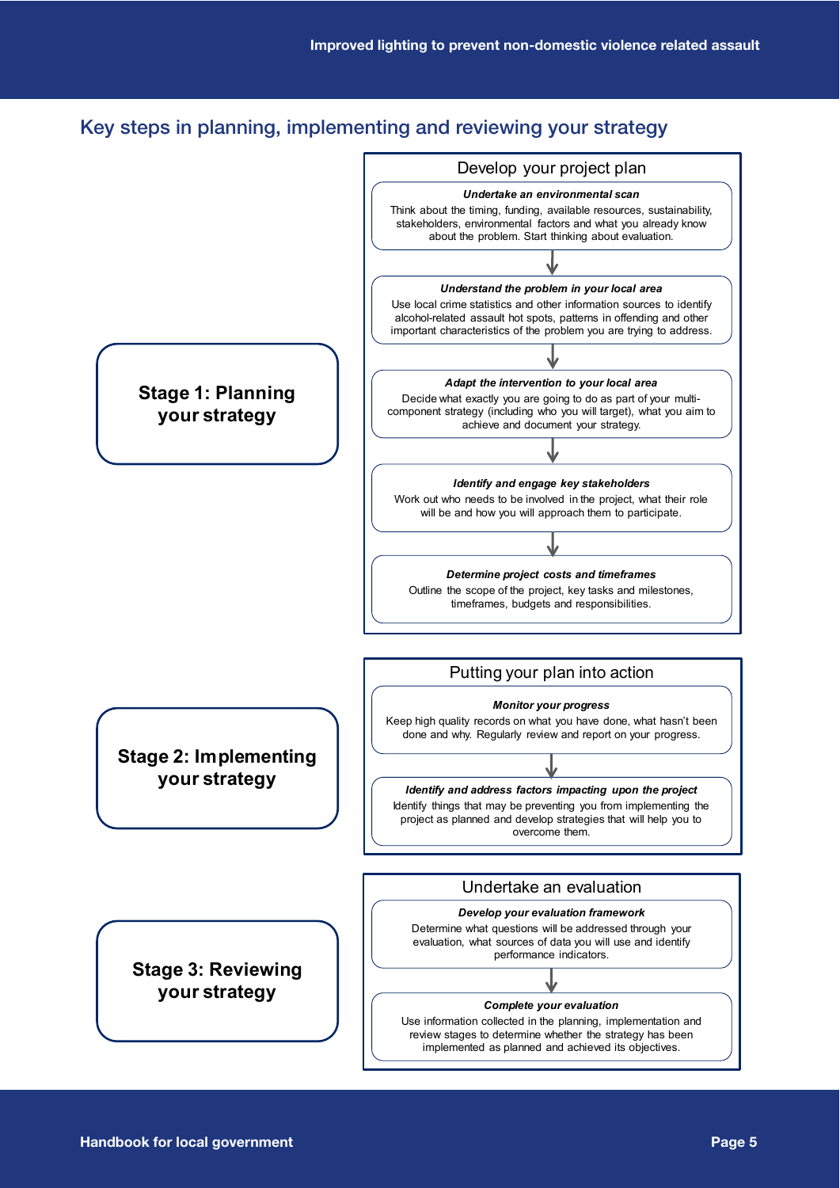## Key steps in planning, implementing and reviewing your strategy

### Stage 1: Planning your strategy

**Develop your project plan**

***Undertake an environmental scan***

Think about the timing, funding, available resources, sustainability, stakeholders, environmental factors and what you already know about the problem. Start thinking about evaluation.

↓

***Understand the problem in your local area***

Use local crime statistics and other information sources to identify alcohol-related assault hot spots, patterns in offending and other important characteristics of the problem you are trying to address.

↓

***Adapt the intervention to your local area***

Decide what exactly you are going to do as part of your multi-component strategy (including who you will target), what you aim to achieve and document your strategy.

↓

***Identify and engage key stakeholders***

Work out who needs to be involved in the project, what their role will be and how you will approach them to participate.

↓

***Determine project costs and timeframes***

Outline the scope of the project, key tasks and milestones, timeframes, budgets and responsibilities.

### Stage 2: Implementing your strategy

**Putting your plan into action**

***Monitor your progress***

Keep high quality records on what you have done, what hasn't been done and why. Regularly review and report on your progress.

↓

***Identify and address factors impacting upon the project***

Identify things that may be preventing you from implementing the project as planned and develop strategies that will help you to overcome them.

### Stage 3: Reviewing your strategy

**Undertake an evaluation**

***Develop your evaluation framework***

Determine what questions will be addressed through your evaluation, what sources of data you will use and identify performance indicators.

↓

***Complete your evaluation***

Use information collected in the planning, implementation and review stages to determine whether the strategy has been implemented as planned and achieved its objectives.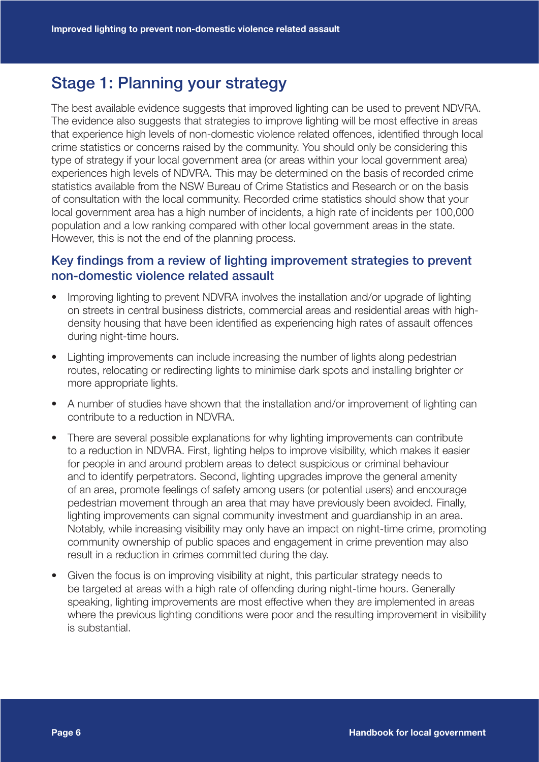## Stage 1: Planning your strategy

The best available evidence suggests that improved lighting can be used to prevent NDVRA. The evidence also suggests that strategies to improve lighting will be most effective in areas that experience high levels of non-domestic violence related offences, identified through local crime statistics or concerns raised by the community. You should only be considering this type of strategy if your local government area (or areas within your local government area) experiences high levels of NDVRA. This may be determined on the basis of recorded crime statistics available from the NSW Bureau of Crime Statistics and Research or on the basis of consultation with the local community. Recorded crime statistics should show that your local government area has a high number of incidents, a high rate of incidents per 100,000 population and a low ranking compared with other local government areas in the state. However, this is not the end of the planning process.

### Key findings from a review of lighting improvement strategies to prevent non-domestic violence related assault

- Improving lighting to prevent NDVRA involves the installation and/or upgrade of lighting on streets in central business districts, commercial areas and residential areas with high-density housing that have been identified as experiencing high rates of assault offences during night-time hours.
- Lighting improvements can include increasing the number of lights along pedestrian routes, relocating or redirecting lights to minimise dark spots and installing brighter or more appropriate lights.
- A number of studies have shown that the installation and/or improvement of lighting can contribute to a reduction in NDVRA.
- There are several possible explanations for why lighting improvements can contribute to a reduction in NDVRA. First, lighting helps to improve visibility, which makes it easier for people in and around problem areas to detect suspicious or criminal behaviour and to identify perpetrators. Second, lighting upgrades improve the general amenity of an area, promote feelings of safety among users (or potential users) and encourage pedestrian movement through an area that may have previously been avoided. Finally, lighting improvements can signal community investment and guardianship in an area. Notably, while increasing visibility may only have an impact on night-time crime, promoting community ownership of public spaces and engagement in crime prevention may also result in a reduction in crimes committed during the day.
- Given the focus is on improving visibility at night, this particular strategy needs to be targeted at areas with a high rate of offending during night-time hours. Generally speaking, lighting improvements are most effective when they are implemented in areas where the previous lighting conditions were poor and the resulting improvement in visibility is substantial.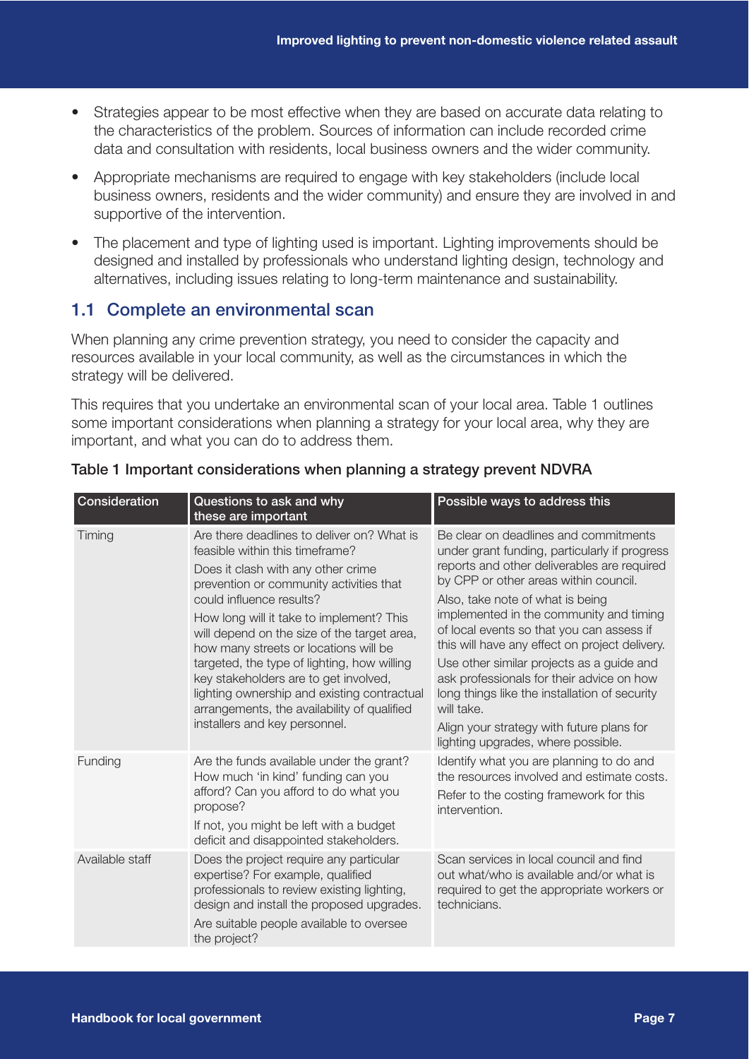- Strategies appear to be most effective when they are based on accurate data relating to the characteristics of the problem. Sources of information can include recorded crime data and consultation with residents, local business owners and the wider community.
- Appropriate mechanisms are required to engage with key stakeholders (include local business owners, residents and the wider community) and ensure they are involved in and supportive of the intervention.
- The placement and type of lighting used is important. Lighting improvements should be designed and installed by professionals who understand lighting design, technology and alternatives, including issues relating to long-term maintenance and sustainability.

## 1.1 Complete an environmental scan

When planning any crime prevention strategy, you need to consider the capacity and resources available in your local community, as well as the circumstances in which the strategy will be delivered.

This requires that you undertake an environmental scan of your local area. Table 1 outlines some important considerations when planning a strategy for your local area, why they are important, and what you can do to address them.

**Table 1 Important considerations when planning a strategy prevent NDVRA**

| Consideration | Questions to ask and why these are important | Possible ways to address this |
|---|---|---|
| Timing | Are there deadlines to deliver on? What is feasible within this timeframe?<br>Does it clash with any other crime prevention or community activities that could influence results?<br>How long will it take to implement? This will depend on the size of the target area, how many streets or locations will be targeted, the type of lighting, how willing key stakeholders are to get involved, lighting ownership and existing contractual arrangements, the availability of qualified installers and key personnel. | Be clear on deadlines and commitments under grant funding, particularly if progress reports and other deliverables are required by CPP or other areas within council.<br>Also, take note of what is being implemented in the community and timing of local events so that you can assess if this will have any effect on project delivery.<br>Use other similar projects as a guide and ask professionals for their advice on how long things like the installation of security will take.<br>Align your strategy with future plans for lighting upgrades, where possible. |
| Funding | Are the funds available under the grant? How much 'in kind' funding can you afford? Can you afford to do what you propose?<br>If not, you might be left with a budget deficit and disappointed stakeholders. | Identify what you are planning to do and the resources involved and estimate costs.<br>Refer to the costing framework for this intervention. |
| Available staff | Does the project require any particular expertise? For example, qualified professionals to review existing lighting, design and install the proposed upgrades.<br>Are suitable people available to oversee the project? | Scan services in local council and find out what/who is available and/or what is required to get the appropriate workers or technicians. |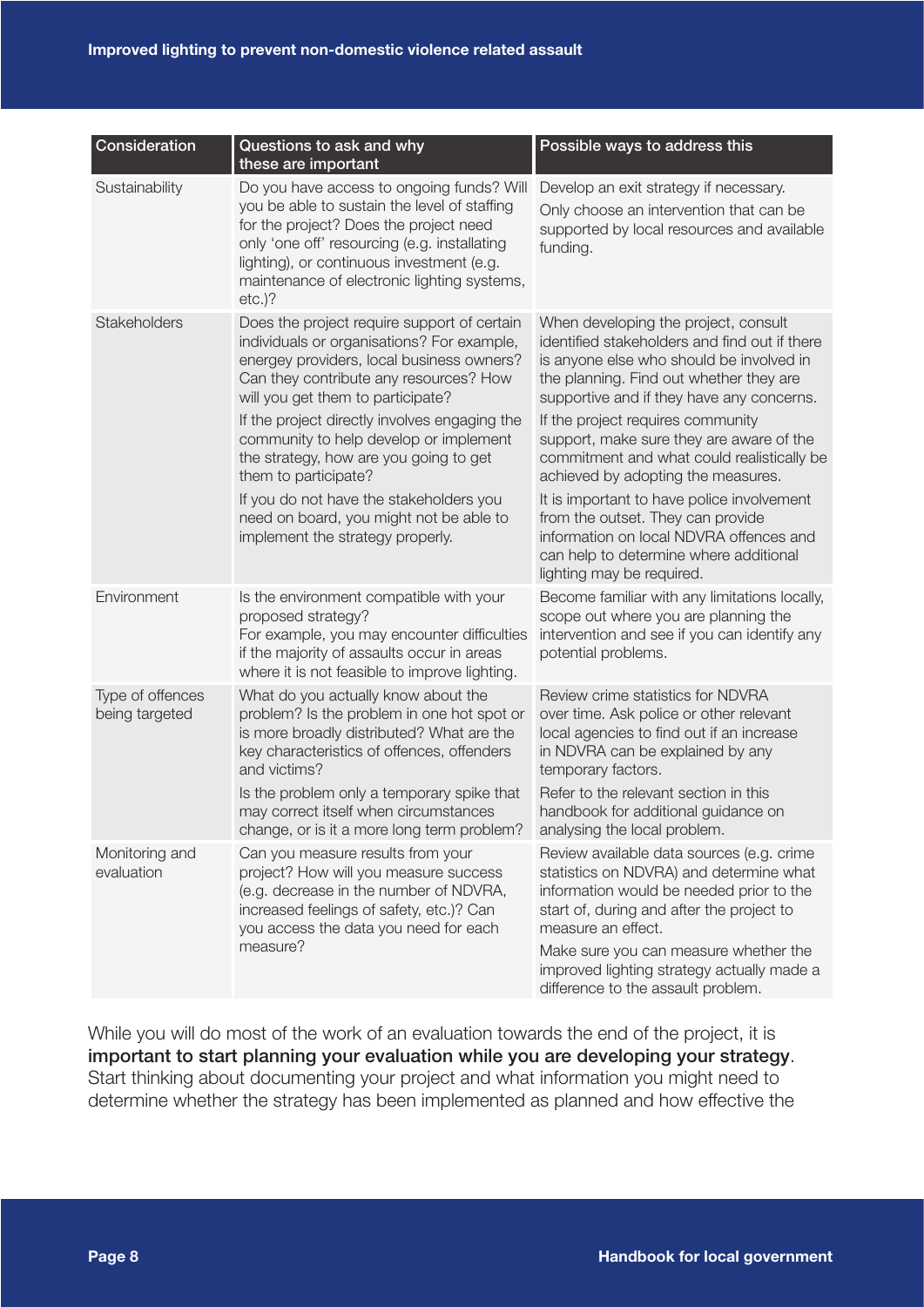| Consideration | Questions to ask and why these are important | Possible ways to address this |
| --- | --- | --- |
| Sustainability | Do you have access to ongoing funds? Will you be able to sustain the level of staffing for the project? Does the project need only 'one off' resourcing (e.g. installating lighting), or continuous investment (e.g. maintenance of electronic lighting systems, etc.)? | Develop an exit strategy if necessary.<br>Only choose an intervention that can be supported by local resources and available funding. |
| Stakeholders | Does the project require support of certain individuals or organisations? For example, energey providers, local business owners? Can they contribute any resources? How will you get them to participate?<br>If the project directly involves engaging the community to help develop or implement the strategy, how are you going to get them to participate?<br>If you do not have the stakeholders you need on board, you might not be able to implement the strategy properly. | When developing the project, consult identified stakeholders and find out if there is anyone else who should be involved in the planning. Find out whether they are supportive and if they have any concerns.<br>If the project requires community support, make sure they are aware of the commitment and what could realistically be achieved by adopting the measures.<br>It is important to have police involvement from the outset. They can provide information on local NDVRA offences and can help to determine where additional lighting may be required. |
| Environment | Is the environment compatible with your proposed strategy?<br>For example, you may encounter difficulties if the majority of assaults occur in areas where it is not feasible to improve lighting. | Become familiar with any limitations locally, scope out where you are planning the intervention and see if you can identify any potential problems. |
| Type of offences being targeted | What do you actually know about the problem? Is the problem in one hot spot or is more broadly distributed? What are the key characteristics of offences, offenders and victims?<br>Is the problem only a temporary spike that may correct itself when circumstances change, or is it a more long term problem? | Review crime statistics for NDVRA over time. Ask police or other relevant local agencies to find out if an increase in NDVRA can be explained by any temporary factors.<br>Refer to the relevant section in this handbook for additional guidance on analysing the local problem. |
| Monitoring and evaluation | Can you measure results from your project? How will you measure success (e.g. decrease in the number of NDVRA, increased feelings of safety, etc.)? Can you access the data you need for each measure? | Review available data sources (e.g. crime statistics on NDVRA) and determine what information would be needed prior to the start of, during and after the project to measure an effect.<br>Make sure you can measure whether the improved lighting strategy actually made a difference to the assault problem. |

While you will do most of the work of an evaluation towards the end of the project, it is **important to start planning your evaluation while you are developing your strategy**. Start thinking about documenting your project and what information you might need to determine whether the strategy has been implemented as planned and how effective the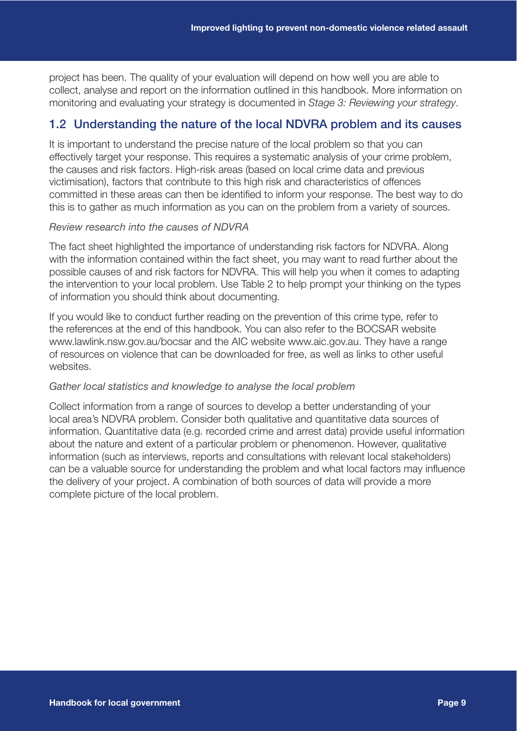project has been. The quality of your evaluation will depend on how well you are able to collect, analyse and report on the information outlined in this handbook. More information on monitoring and evaluating your strategy is documented in *Stage 3: Reviewing your strategy*.

## 1.2 Understanding the nature of the local NDVRA problem and its causes

It is important to understand the precise nature of the local problem so that you can effectively target your response. This requires a systematic analysis of your crime problem, the causes and risk factors. High-risk areas (based on local crime data and previous victimisation), factors that contribute to this high risk and characteristics of offences committed in these areas can then be identified to inform your response. The best way to do this is to gather as much information as you can on the problem from a variety of sources.

*Review research into the causes of NDVRA*

The fact sheet highlighted the importance of understanding risk factors for NDVRA. Along with the information contained within the fact sheet, you may want to read further about the possible causes of and risk factors for NDVRA. This will help you when it comes to adapting the intervention to your local problem. Use Table 2 to help prompt your thinking on the types of information you should think about documenting.

If you would like to conduct further reading on the prevention of this crime type, refer to the references at the end of this handbook. You can also refer to the BOCSAR website www.lawlink.nsw.gov.au/bocsar and the AIC website www.aic.gov.au. They have a range of resources on violence that can be downloaded for free, as well as links to other useful websites.

*Gather local statistics and knowledge to analyse the local problem*

Collect information from a range of sources to develop a better understanding of your local area's NDVRA problem. Consider both qualitative and quantitative data sources of information. Quantitative data (e.g. recorded crime and arrest data) provide useful information about the nature and extent of a particular problem or phenomenon. However, qualitative information (such as interviews, reports and consultations with relevant local stakeholders) can be a valuable source for understanding the problem and what local factors may influence the delivery of your project. A combination of both sources of data will provide a more complete picture of the local problem.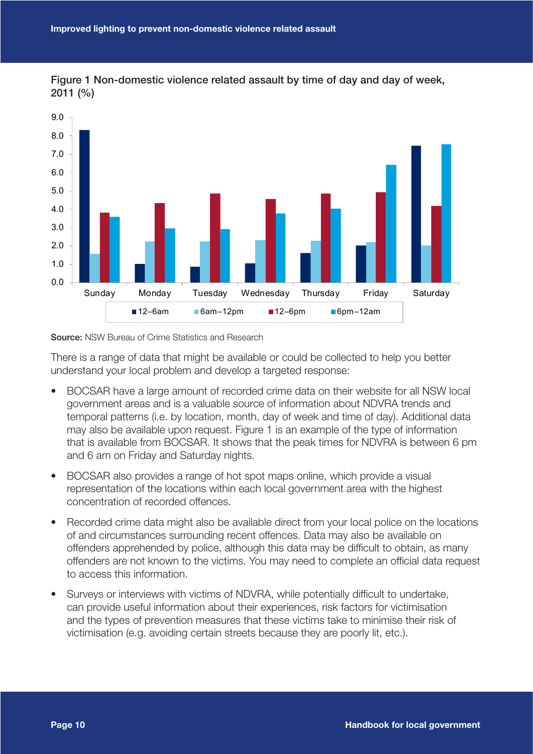Figure 1 Non-domestic violence related assault by time of day and day of week, 2011 (%)

Source: NSW Bureau of Crime Statistics and Research

There is a range of data that might be available or could be collected to help you better understand your local problem and develop a targeted response:

- BOCSAR have a large amount of recorded crime data on their website for all NSW local government areas and is a valuable source of information about NDVRA trends and temporal patterns (i.e. by location, month, day of week and time of day). Additional data may also be available upon request. Figure 1 is an example of the type of information that is available from BOCSAR. It shows that the peak times for NDVRA is between 6 pm and 6 am on Friday and Saturday nights.
- BOCSAR also provides a range of hot spot maps online, which provide a visual representation of the locations within each local government area with the highest concentration of recorded offences.
- Recorded crime data might also be available direct from your local police on the locations of and circumstances surrounding recent offences. Data may also be available on offenders apprehended by police, although this data may be difficult to obtain, as many offenders are not known to the victims. You may need to complete an official data request to access this information.
- Surveys or interviews with victims of NDVRA, while potentially difficult to undertake, can provide useful information about their experiences, risk factors for victimisation and the types of prevention measures that these victims take to minimise their risk of victimisation (e.g. avoiding certain streets because they are poorly lit, etc.).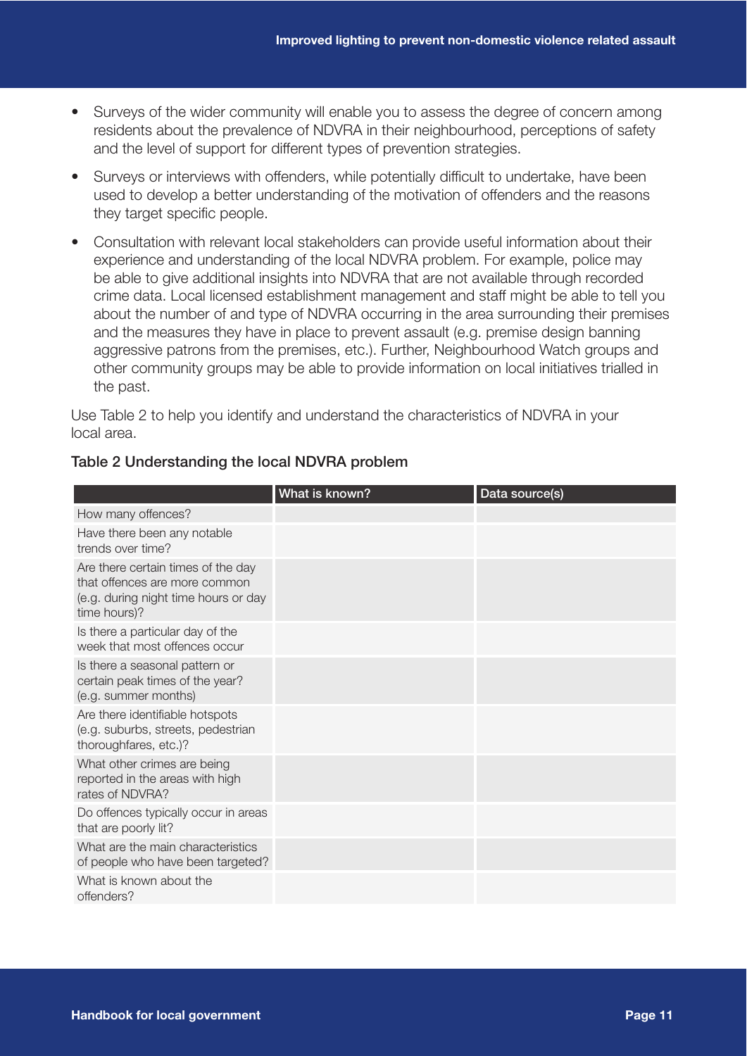- Surveys of the wider community will enable you to assess the degree of concern among residents about the prevalence of NDVRA in their neighbourhood, perceptions of safety and the level of support for different types of prevention strategies.
- Surveys or interviews with offenders, while potentially difficult to undertake, have been used to develop a better understanding of the motivation of offenders and the reasons they target specific people.
- Consultation with relevant local stakeholders can provide useful information about their experience and understanding of the local NDVRA problem. For example, police may be able to give additional insights into NDVRA that are not available through recorded crime data. Local licensed establishment management and staff might be able to tell you about the number of and type of NDVRA occurring in the area surrounding their premises and the measures they have in place to prevent assault (e.g. premise design banning aggressive patrons from the premises, etc.). Further, Neighbourhood Watch groups and other community groups may be able to provide information on local initiatives trialled in the past.

Use Table 2 to help you identify and understand the characteristics of NDVRA in your local area.

### Table 2 Understanding the local NDVRA problem

| | What is known? | Data source(s) |
|---|---|---|
| How many offences? | | |
| Have there been any notable trends over time? | | |
| Are there certain times of the day that offences are more common (e.g. during night time hours or day time hours)? | | |
| Is there a particular day of the week that most offences occur | | |
| Is there a seasonal pattern or certain peak times of the year? (e.g. summer months) | | |
| Are there identifiable hotspots (e.g. suburbs, streets, pedestrian thoroughfares, etc.)? | | |
| What other crimes are being reported in the areas with high rates of NDVRA? | | |
| Do offences typically occur in areas that are poorly lit? | | |
| What are the main characteristics of people who have been targeted? | | |
| What is known about the offenders? | | |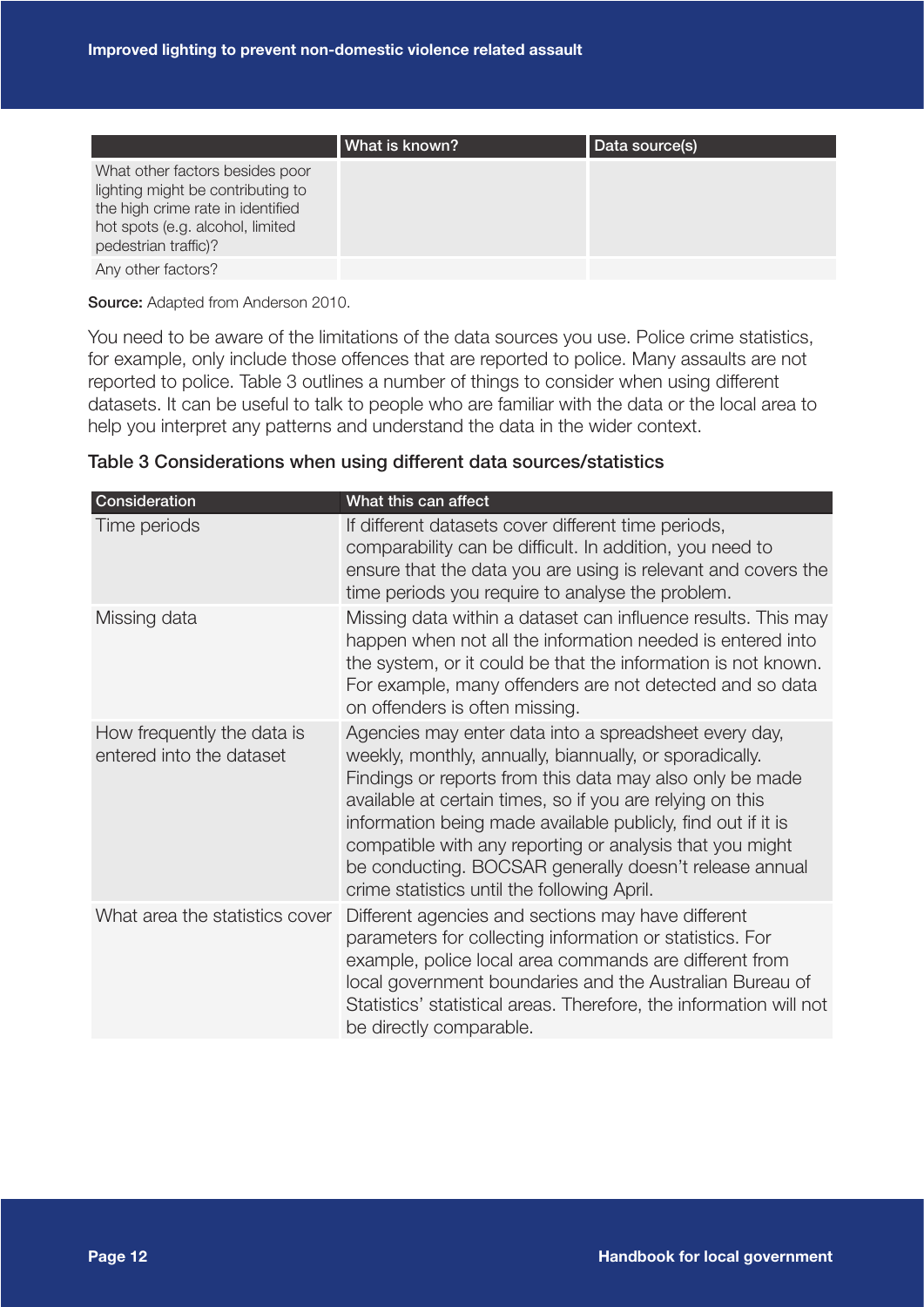| | What is known? | Data source(s) |
|---|---|---|
| What other factors besides poor lighting might be contributing to the high crime rate in identified hot spots (e.g. alcohol, limited pedestrian traffic)? | | |
| Any other factors? | | |

**Source:** Adapted from Anderson 2010.

You need to be aware of the limitations of the data sources you use. Police crime statistics, for example, only include those offences that are reported to police. Many assaults are not reported to police. Table 3 outlines a number of things to consider when using different datasets. It can be useful to talk to people who are familiar with the data or the local area to help you interpret any patterns and understand the data in the wider context.

### Table 3 Considerations when using different data sources/statistics

| Consideration | What this can affect |
|---|---|
| Time periods | If different datasets cover different time periods, comparability can be difficult. In addition, you need to ensure that the data you are using is relevant and covers the time periods you require to analyse the problem. |
| Missing data | Missing data within a dataset can influence results. This may happen when not all the information needed is entered into the system, or it could be that the information is not known. For example, many offenders are not detected and so data on offenders is often missing. |
| How frequently the data is entered into the dataset | Agencies may enter data into a spreadsheet every day, weekly, monthly, annually, biannually, or sporadically. Findings or reports from this data may also only be made available at certain times, so if you are relying on this information being made available publicly, find out if it is compatible with any reporting or analysis that you might be conducting. BOCSAR generally doesn't release annual crime statistics until the following April. |
| What area the statistics cover | Different agencies and sections may have different parameters for collecting information or statistics. For example, police local area commands are different from local government boundaries and the Australian Bureau of Statistics' statistical areas. Therefore, the information will not be directly comparable. |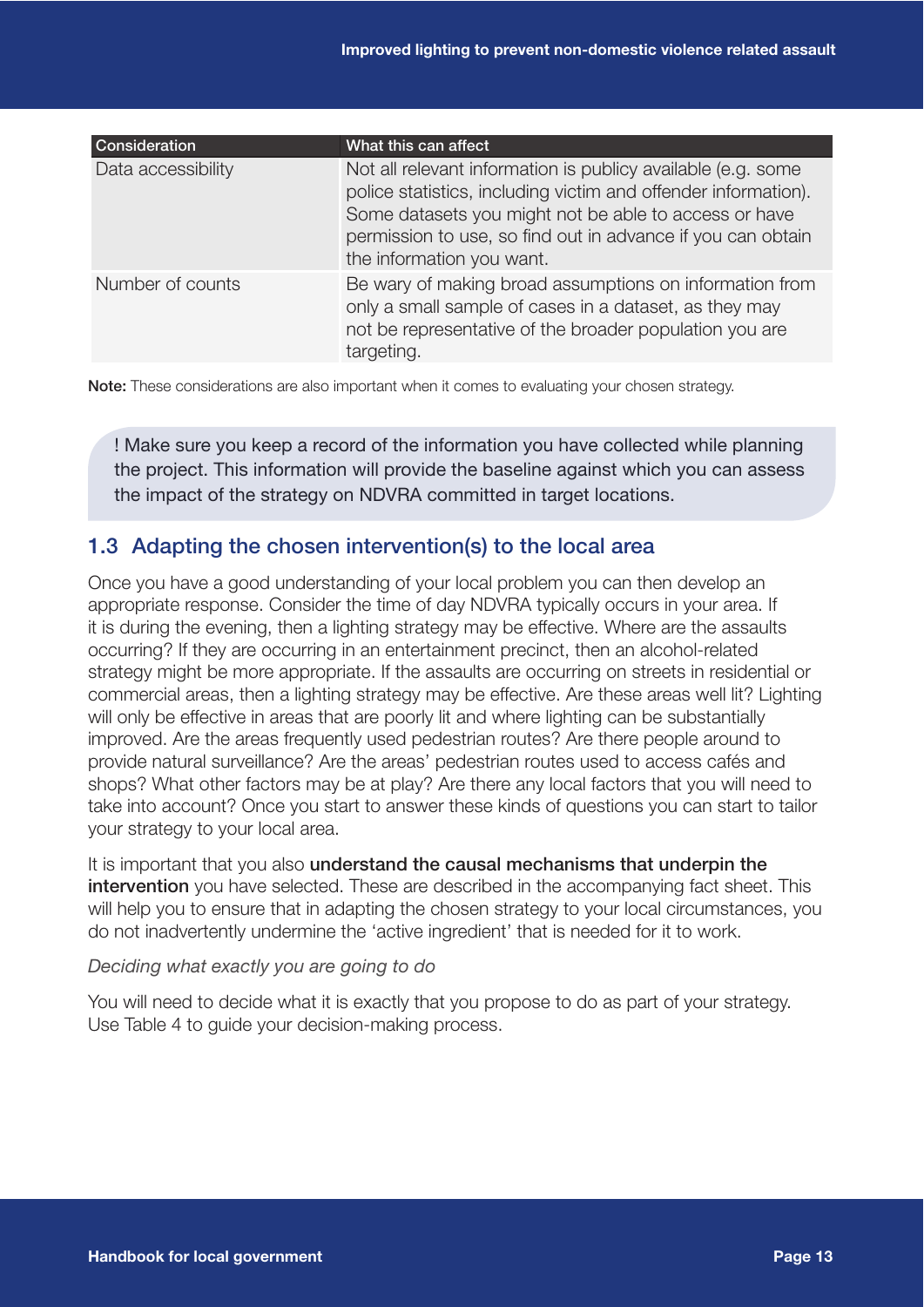| Consideration | What this can affect |
| --- | --- |
| Data accessibility | Not all relevant information is publicy available (e.g. some police statistics, including victim and offender information). Some datasets you might not be able to access or have permission to use, so find out in advance if you can obtain the information you want. |
| Number of counts | Be wary of making broad assumptions on information from only a small sample of cases in a dataset, as they may not be representative of the broader population you are targeting. |

**Note:** These considerations are also important when it comes to evaluating your chosen strategy.

> ! Make sure you keep a record of the information you have collected while planning the project. This information will provide the baseline against which you can assess the impact of the strategy on NDVRA committed in target locations.

## 1.3 Adapting the chosen intervention(s) to the local area

Once you have a good understanding of your local problem you can then develop an appropriate response. Consider the time of day NDVRA typically occurs in your area. If it is during the evening, then a lighting strategy may be effective. Where are the assaults occurring? If they are occurring in an entertainment precinct, then an alcohol-related strategy might be more appropriate. If the assaults are occurring on streets in residential or commercial areas, then a lighting strategy may be effective. Are these areas well lit? Lighting will only be effective in areas that are poorly lit and where lighting can be substantially improved. Are the areas frequently used pedestrian routes? Are there people around to provide natural surveillance? Are the areas' pedestrian routes used to access cafés and shops? What other factors may be at play? Are there any local factors that you will need to take into account? Once you start to answer these kinds of questions you can start to tailor your strategy to your local area.

It is important that you also **understand the causal mechanisms that underpin the intervention** you have selected. These are described in the accompanying fact sheet. This will help you to ensure that in adapting the chosen strategy to your local circumstances, you do not inadvertently undermine the 'active ingredient' that is needed for it to work.

*Deciding what exactly you are going to do*

You will need to decide what it is exactly that you propose to do as part of your strategy. Use Table 4 to guide your decision-making process.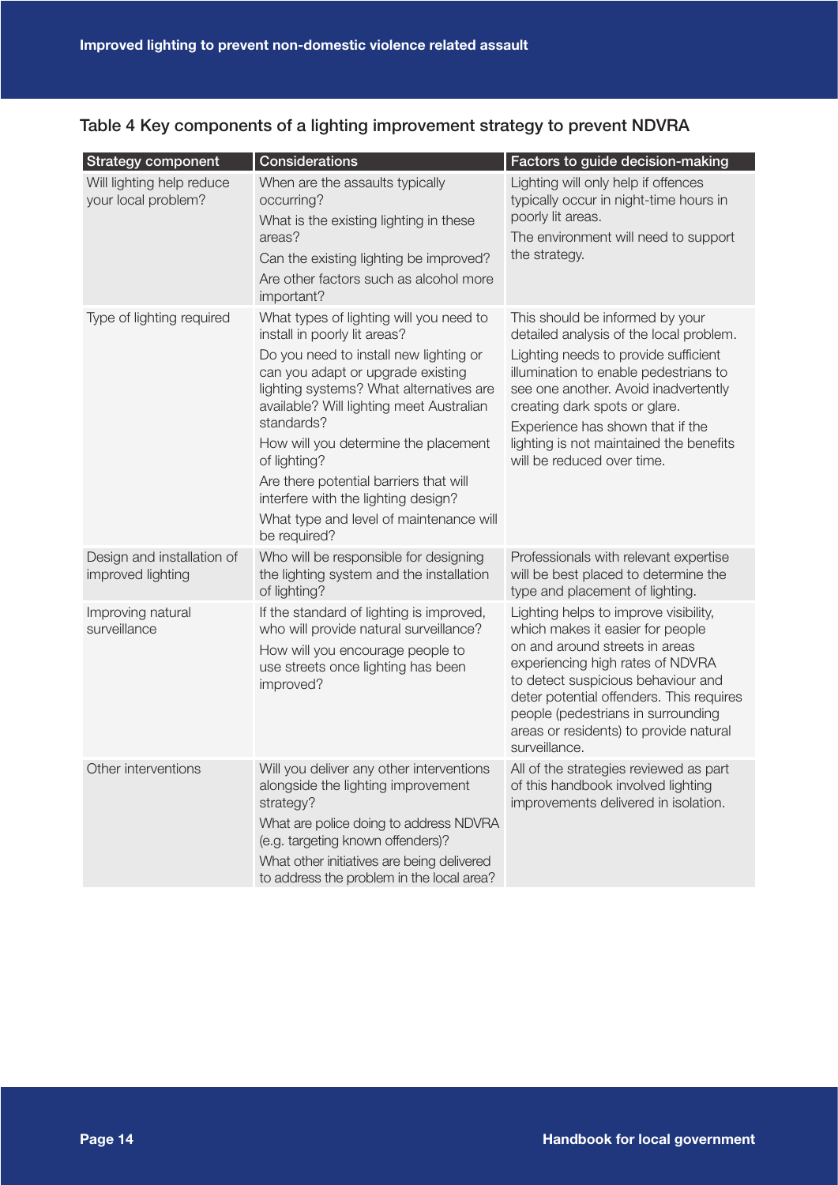Table 4 Key components of a lighting improvement strategy to prevent NDVRA

| Strategy component | Considerations | Factors to guide decision-making |
|---|---|---|
| Will lighting help reduce your local problem? | When are the assaults typically occurring? What is the existing lighting in these areas? Can the existing lighting be improved? Are other factors such as alcohol more important? | Lighting will only help if offences typically occur in night-time hours in poorly lit areas. The environment will need to support the strategy. |
| Type of lighting required | What types of lighting will you need to install in poorly lit areas? Do you need to install new lighting or can you adapt or upgrade existing lighting systems? What alternatives are available? Will lighting meet Australian standards? How will you determine the placement of lighting? Are there potential barriers that will interfere with the lighting design? What type and level of maintenance will be required? | This should be informed by your detailed analysis of the local problem. Lighting needs to provide sufficient illumination to enable pedestrians to see one another. Avoid inadvertently creating dark spots or glare. Experience has shown that if the lighting is not maintained the benefits will be reduced over time. |
| Design and installation of improved lighting | Who will be responsible for designing the lighting system and the installation of lighting? | Professionals with relevant expertise will be best placed to determine the type and placement of lighting. |
| Improving natural surveillance | If the standard of lighting is improved, who will provide natural surveillance? How will you encourage people to use streets once lighting has been improved? | Lighting helps to improve visibility, which makes it easier for people on and around streets in areas experiencing high rates of NDVRA to detect suspicious behaviour and deter potential offenders. This requires people (pedestrians in surrounding areas or residents) to provide natural surveillance. |
| Other interventions | Will you deliver any other interventions alongside the lighting improvement strategy? What are police doing to address NDVRA (e.g. targeting known offenders)? What other initiatives are being delivered to address the problem in the local area? | All of the strategies reviewed as part of this handbook involved lighting improvements delivered in isolation. |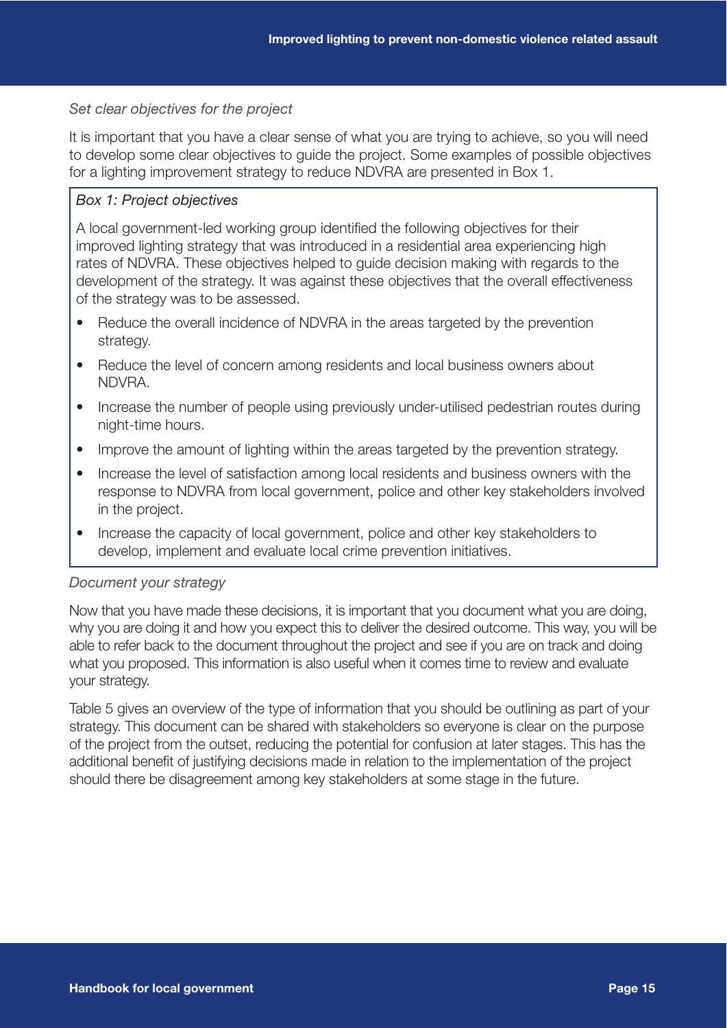*Set clear objectives for the project*

It is important that you have a clear sense of what you are trying to achieve, so you will need to develop some clear objectives to guide the project. Some examples of possible objectives for a lighting improvement strategy to reduce NDVRA are presented in Box 1.

> *Box 1: Project objectives*
>
> A local government-led working group identified the following objectives for their improved lighting strategy that was introduced in a residential area experiencing high rates of NDVRA. These objectives helped to guide decision making with regards to the development of the strategy. It was against these objectives that the overall effectiveness of the strategy was to be assessed.
>
> - Reduce the overall incidence of NDVRA in the areas targeted by the prevention strategy.
> - Reduce the level of concern among residents and local business owners about NDVRA.
> - Increase the number of people using previously under-utilised pedestrian routes during night-time hours.
> - Improve the amount of lighting within the areas targeted by the prevention strategy.
> - Increase the level of satisfaction among local residents and business owners with the response to NDVRA from local government, police and other key stakeholders involved in the project.
> - Increase the capacity of local government, police and other key stakeholders to develop, implement and evaluate local crime prevention initiatives.

*Document your strategy*

Now that you have made these decisions, it is important that you document what you are doing, why you are doing it and how you expect this to deliver the desired outcome. This way, you will be able to refer back to the document throughout the project and see if you are on track and doing what you proposed. This information is also useful when it comes time to review and evaluate your strategy.

Table 5 gives an overview of the type of information that you should be outlining as part of your strategy. This document can be shared with stakeholders so everyone is clear on the purpose of the project from the outset, reducing the potential for confusion at later stages. This has the additional benefit of justifying decisions made in relation to the implementation of the project should there be disagreement among key stakeholders at some stage in the future.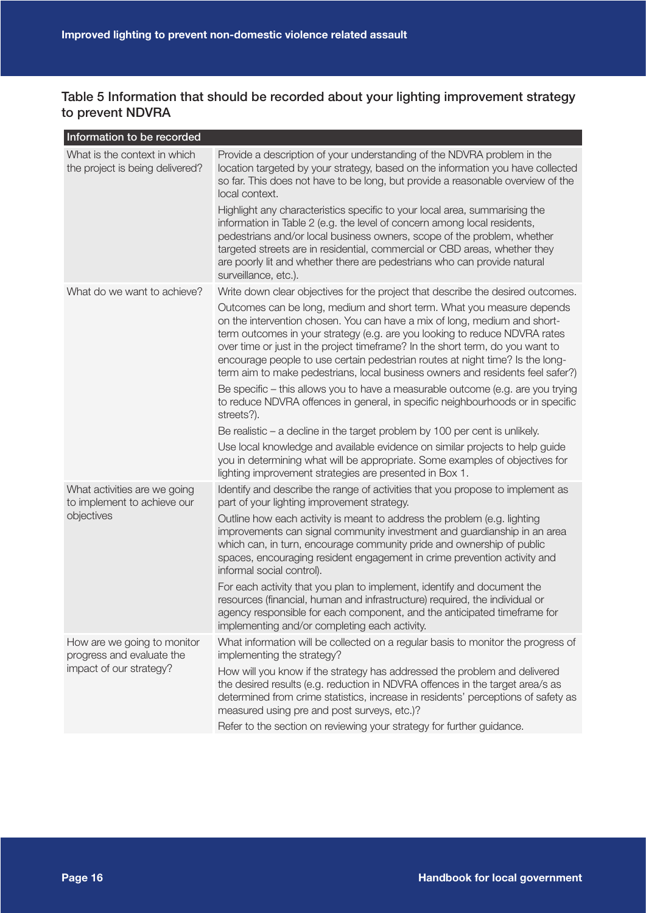### Table 5 Information that should be recorded about your lighting improvement strategy to prevent NDVRA

| Information to be recorded | |
|---|---|
| What is the context in which the project is being delivered? | Provide a description of your understanding of the NDVRA problem in the location targeted by your strategy, based on the information you have collected so far. This does not have to be long, but provide a reasonable overview of the local context.<br><br>Highlight any characteristics specific to your local area, summarising the information in Table 2 (e.g. the level of concern among local residents, pedestrians and/or local business owners, scope of the problem, whether targeted streets are in residential, commercial or CBD areas, whether they are poorly lit and whether there are pedestrians who can provide natural surveillance, etc.). |
| What do we want to achieve? | Write down clear objectives for the project that describe the desired outcomes.<br><br>Outcomes can be long, medium and short term. What you measure depends on the intervention chosen. You can have a mix of long, medium and short-term outcomes in your strategy (e.g. are you looking to reduce NDVRA rates over time or just in the project timeframe? In the short term, do you want to encourage people to use certain pedestrian routes at night time? Is the long-term aim to make pedestrians, local business owners and residents feel safer?)<br><br>Be specific – this allows you to have a measurable outcome (e.g. are you trying to reduce NDVRA offences in general, in specific neighbourhoods or in specific streets?).<br><br>Be realistic – a decline in the target problem by 100 per cent is unlikely.<br><br>Use local knowledge and available evidence on similar projects to help guide you in determining what will be appropriate. Some examples of objectives for lighting improvement strategies are presented in Box 1. |
| What activities are we going to implement to achieve our objectives | Identify and describe the range of activities that you propose to implement as part of your lighting improvement strategy.<br><br>Outline how each activity is meant to address the problem (e.g. lighting improvements can signal community investment and guardianship in an area which can, in turn, encourage community pride and ownership of public spaces, encouraging resident engagement in crime prevention activity and informal social control).<br><br>For each activity that you plan to implement, identify and document the resources (financial, human and infrastructure) required, the individual or agency responsible for each component, and the anticipated timeframe for implementing and/or completing each activity. |
| How are we going to monitor progress and evaluate the impact of our strategy? | What information will be collected on a regular basis to monitor the progress of implementing the strategy?<br><br>How will you know if the strategy has addressed the problem and delivered the desired results (e.g. reduction in NDVRA offences in the target area/s as determined from crime statistics, increase in residents' perceptions of safety as measured using pre and post surveys, etc.)?<br><br>Refer to the section on reviewing your strategy for further guidance. |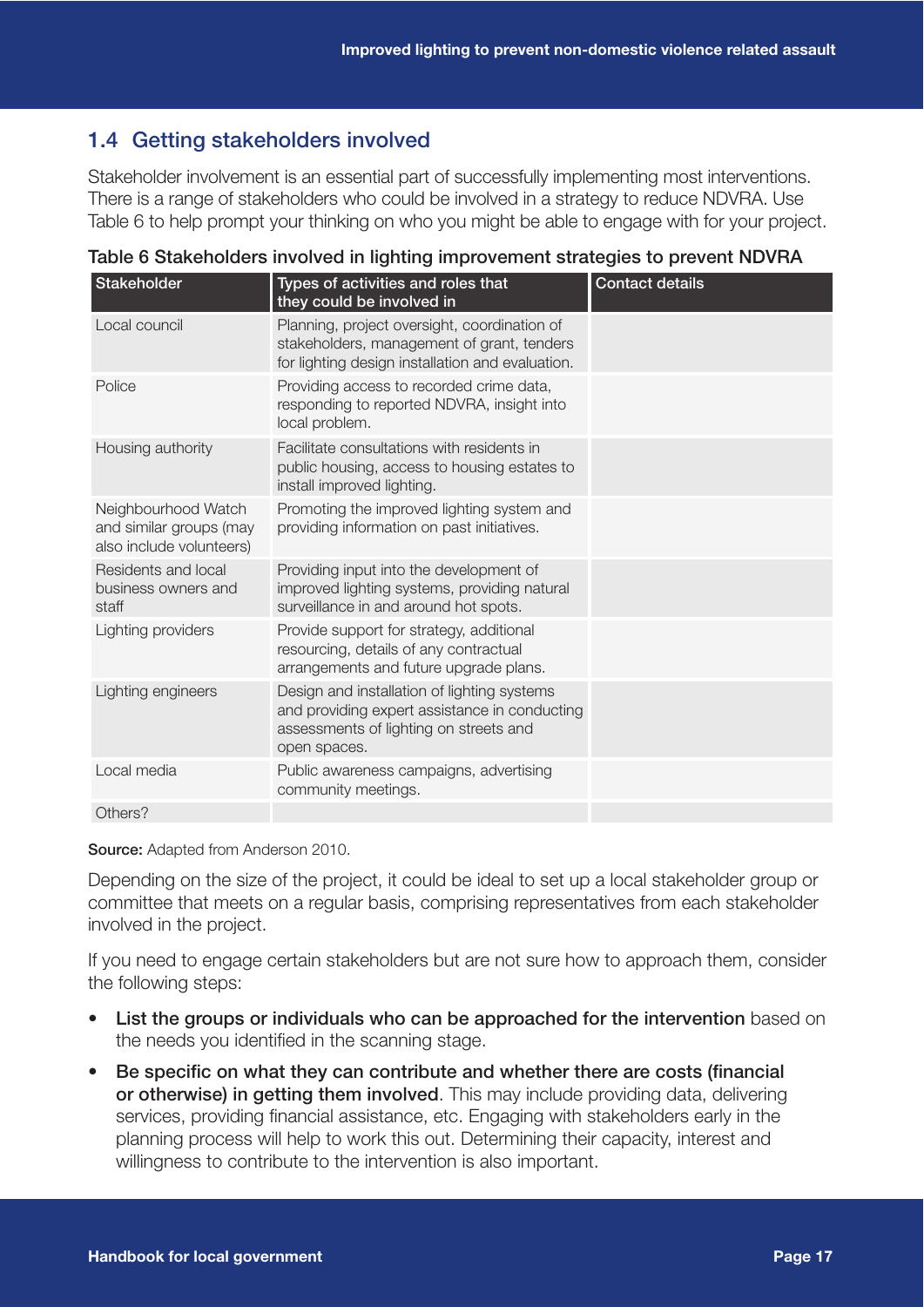## 1.4 Getting stakeholders involved

Stakeholder involvement is an essential part of successfully implementing most interventions. There is a range of stakeholders who could be involved in a strategy to reduce NDVRA. Use Table 6 to help prompt your thinking on who you might be able to engage with for your project.

Table 6 Stakeholders involved in lighting improvement strategies to prevent NDVRA

| Stakeholder | Types of activities and roles that they could be involved in | Contact details |
|---|---|---|
| Local council | Planning, project oversight, coordination of stakeholders, management of grant, tenders for lighting design installation and evaluation. | |
| Police | Providing access to recorded crime data, responding to reported NDVRA, insight into local problem. | |
| Housing authority | Facilitate consultations with residents in public housing, access to housing estates to install improved lighting. | |
| Neighbourhood Watch and similar groups (may also include volunteers) | Promoting the improved lighting system and providing information on past initiatives. | |
| Residents and local business owners and staff | Providing input into the development of improved lighting systems, providing natural surveillance in and around hot spots. | |
| Lighting providers | Provide support for strategy, additional resourcing, details of any contractual arrangements and future upgrade plans. | |
| Lighting engineers | Design and installation of lighting systems and providing expert assistance in conducting assessments of lighting on streets and open spaces. | |
| Local media | Public awareness campaigns, advertising community meetings. | |
| Others? | | |

**Source:** Adapted from Anderson 2010.

Depending on the size of the project, it could be ideal to set up a local stakeholder group or committee that meets on a regular basis, comprising representatives from each stakeholder involved in the project.

If you need to engage certain stakeholders but are not sure how to approach them, consider the following steps:

- **List the groups or individuals who can be approached for the intervention** based on the needs you identified in the scanning stage.
- **Be specific on what they can contribute and whether there are costs (financial or otherwise) in getting them involved**. This may include providing data, delivering services, providing financial assistance, etc. Engaging with stakeholders early in the planning process will help to work this out. Determining their capacity, interest and willingness to contribute to the intervention is also important.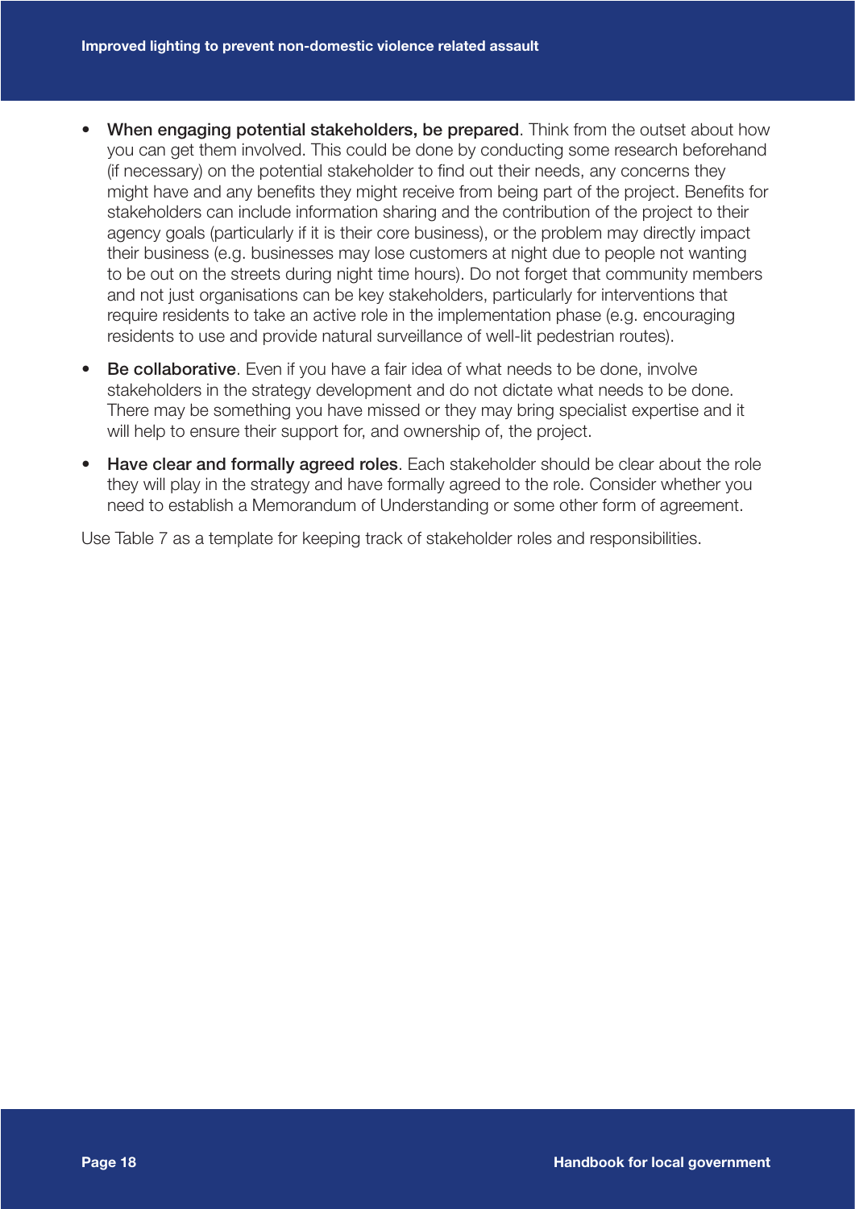- **When engaging potential stakeholders, be prepared**. Think from the outset about how you can get them involved. This could be done by conducting some research beforehand (if necessary) on the potential stakeholder to find out their needs, any concerns they might have and any benefits they might receive from being part of the project. Benefits for stakeholders can include information sharing and the contribution of the project to their agency goals (particularly if it is their core business), or the problem may directly impact their business (e.g. businesses may lose customers at night due to people not wanting to be out on the streets during night time hours). Do not forget that community members and not just organisations can be key stakeholders, particularly for interventions that require residents to take an active role in the implementation phase (e.g. encouraging residents to use and provide natural surveillance of well-lit pedestrian routes).
- **Be collaborative**. Even if you have a fair idea of what needs to be done, involve stakeholders in the strategy development and do not dictate what needs to be done. There may be something you have missed or they may bring specialist expertise and it will help to ensure their support for, and ownership of, the project.
- **Have clear and formally agreed roles**. Each stakeholder should be clear about the role they will play in the strategy and have formally agreed to the role. Consider whether you need to establish a Memorandum of Understanding or some other form of agreement.

Use Table 7 as a template for keeping track of stakeholder roles and responsibilities.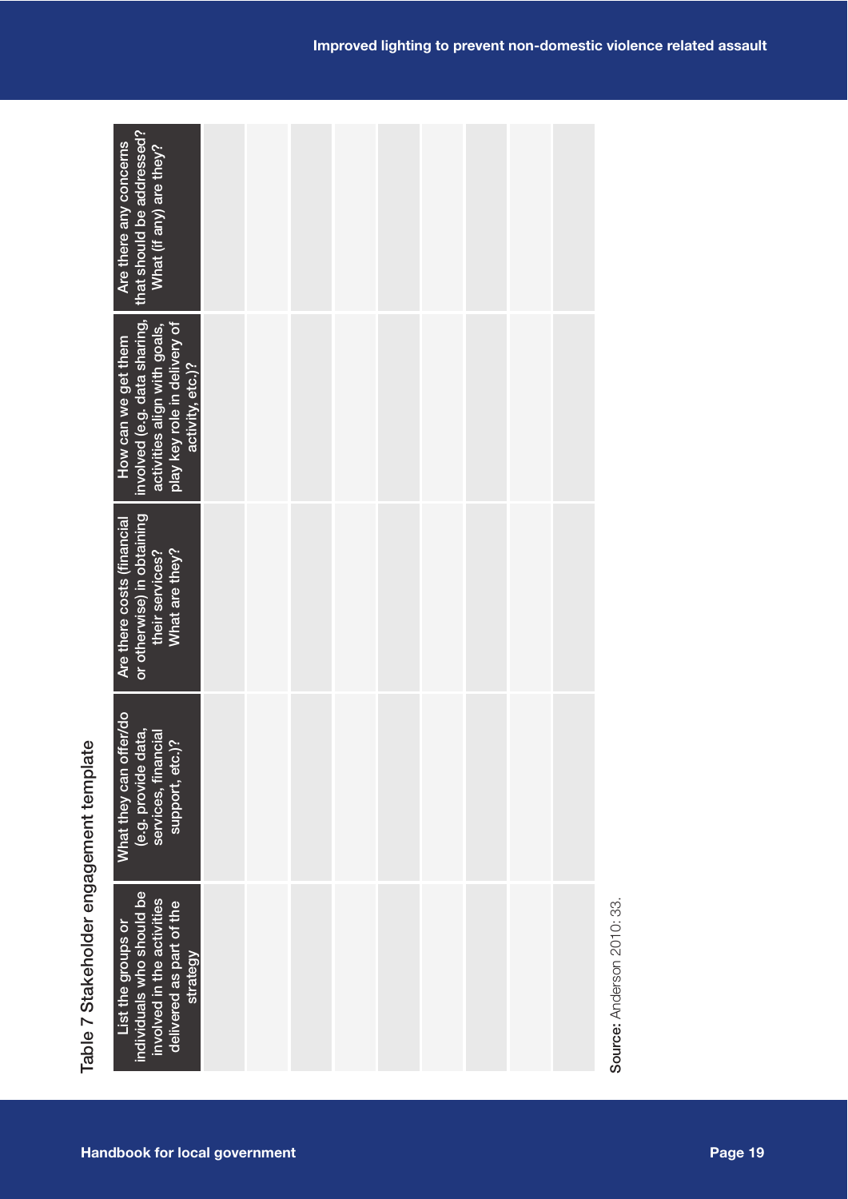Table 7 Stakeholder engagement template

| List the groups or individuals who should be involved in the activities delivered as part of the strategy | What they can offer/do (e.g. provide data, services, financial support, etc.)? | Are there costs (financial or otherwise) in obtaining their services? What are they? | How can we get them involved (e.g. data sharing, activities align with goals, play key role in delivery of activity, etc.)? | Are there any concerns that should be addressed? What (if any) are they? |
|---|---|---|---|---|
| | | | | |
| | | | | |
| | | | | |
| | | | | |
| | | | | |
| | | | | |
| | | | | |
| | | | | |
| | | | | |

**Source:** Anderson 2010: 33.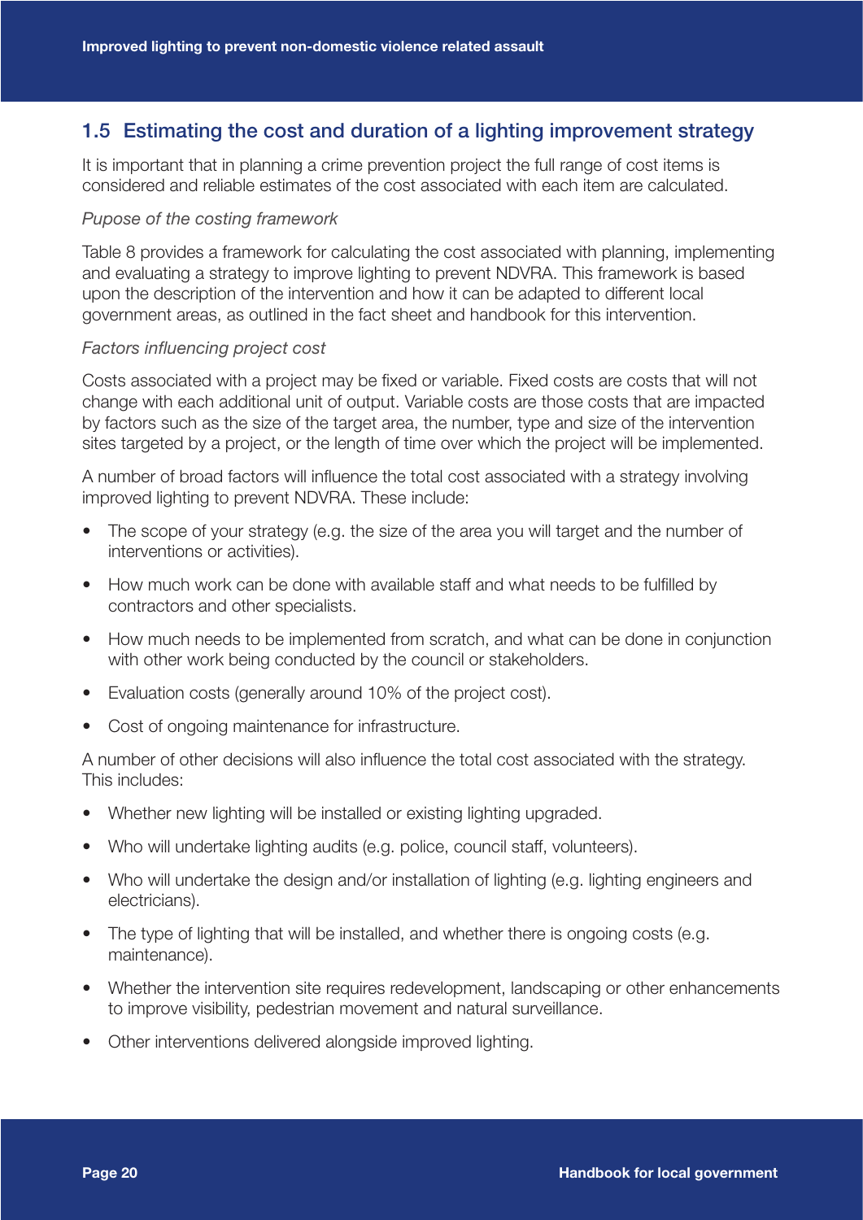## 1.5 Estimating the cost and duration of a lighting improvement strategy

It is important that in planning a crime prevention project the full range of cost items is considered and reliable estimates of the cost associated with each item are calculated.

*Pupose of the costing framework*

Table 8 provides a framework for calculating the cost associated with planning, implementing and evaluating a strategy to improve lighting to prevent NDVRA. This framework is based upon the description of the intervention and how it can be adapted to different local government areas, as outlined in the fact sheet and handbook for this intervention.

*Factors influencing project cost*

Costs associated with a project may be fixed or variable. Fixed costs are costs that will not change with each additional unit of output. Variable costs are those costs that are impacted by factors such as the size of the target area, the number, type and size of the intervention sites targeted by a project, or the length of time over which the project will be implemented.

A number of broad factors will influence the total cost associated with a strategy involving improved lighting to prevent NDVRA. These include:

- The scope of your strategy (e.g. the size of the area you will target and the number of interventions or activities).
- How much work can be done with available staff and what needs to be fulfilled by contractors and other specialists.
- How much needs to be implemented from scratch, and what can be done in conjunction with other work being conducted by the council or stakeholders.
- Evaluation costs (generally around 10% of the project cost).
- Cost of ongoing maintenance for infrastructure.

A number of other decisions will also influence the total cost associated with the strategy. This includes:

- Whether new lighting will be installed or existing lighting upgraded.
- Who will undertake lighting audits (e.g. police, council staff, volunteers).
- Who will undertake the design and/or installation of lighting (e.g. lighting engineers and electricians).
- The type of lighting that will be installed, and whether there is ongoing costs (e.g. maintenance).
- Whether the intervention site requires redevelopment, landscaping or other enhancements to improve visibility, pedestrian movement and natural surveillance.
- Other interventions delivered alongside improved lighting.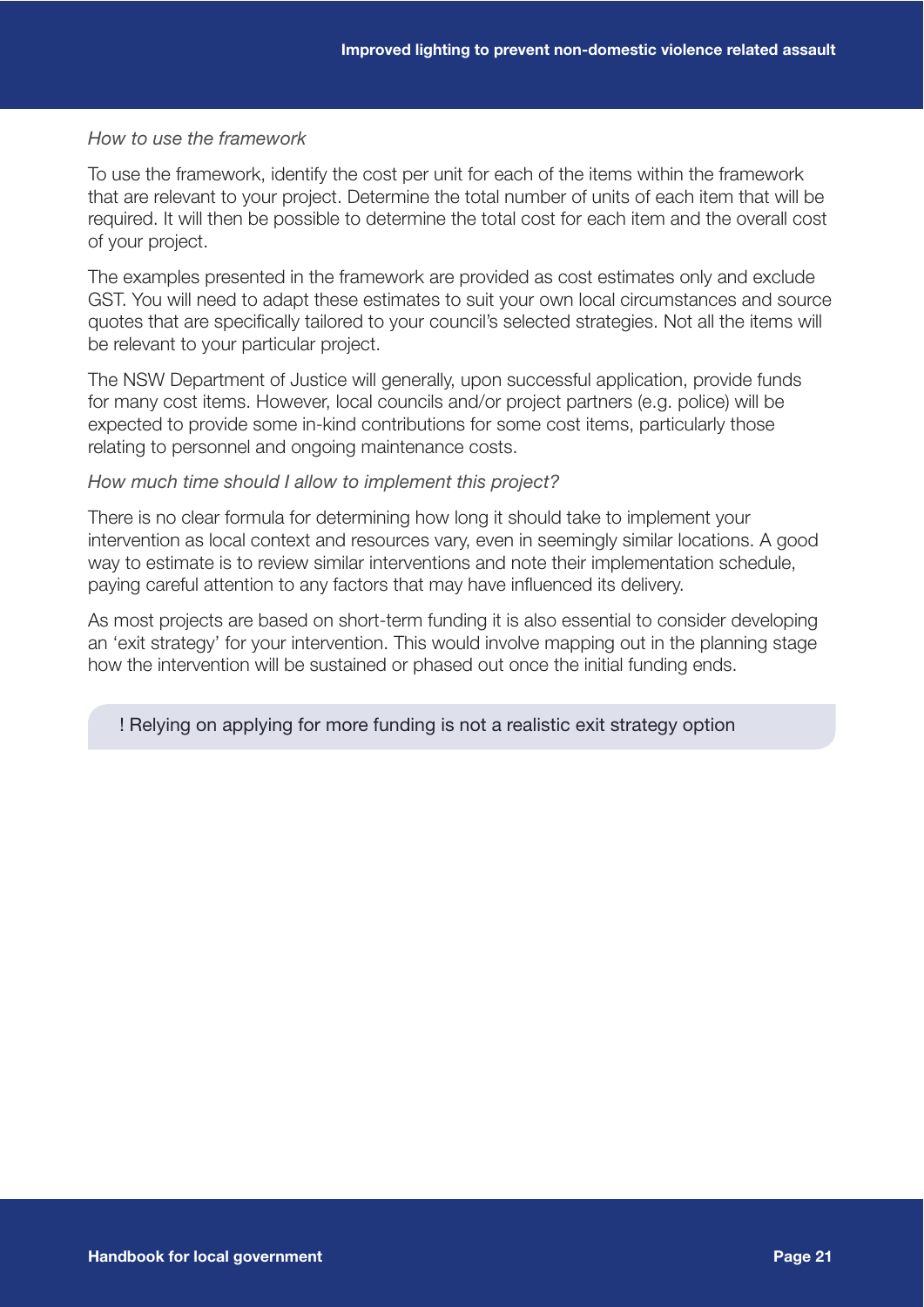*How to use the framework*

To use the framework, identify the cost per unit for each of the items within the framework that are relevant to your project. Determine the total number of units of each item that will be required. It will then be possible to determine the total cost for each item and the overall cost of your project.

The examples presented in the framework are provided as cost estimates only and exclude GST. You will need to adapt these estimates to suit your own local circumstances and source quotes that are specifically tailored to your council's selected strategies. Not all the items will be relevant to your particular project.

The NSW Department of Justice will generally, upon successful application, provide funds for many cost items. However, local councils and/or project partners (e.g. police) will be expected to provide some in-kind contributions for some cost items, particularly those relating to personnel and ongoing maintenance costs.

*How much time should I allow to implement this project?*

There is no clear formula for determining how long it should take to implement your intervention as local context and resources vary, even in seemingly similar locations. A good way to estimate is to review similar interventions and note their implementation schedule, paying careful attention to any factors that may have influenced its delivery.

As most projects are based on short-term funding it is also essential to consider developing an 'exit strategy' for your intervention. This would involve mapping out in the planning stage how the intervention will be sustained or phased out once the initial funding ends.

> ! Relying on applying for more funding is not a realistic exit strategy option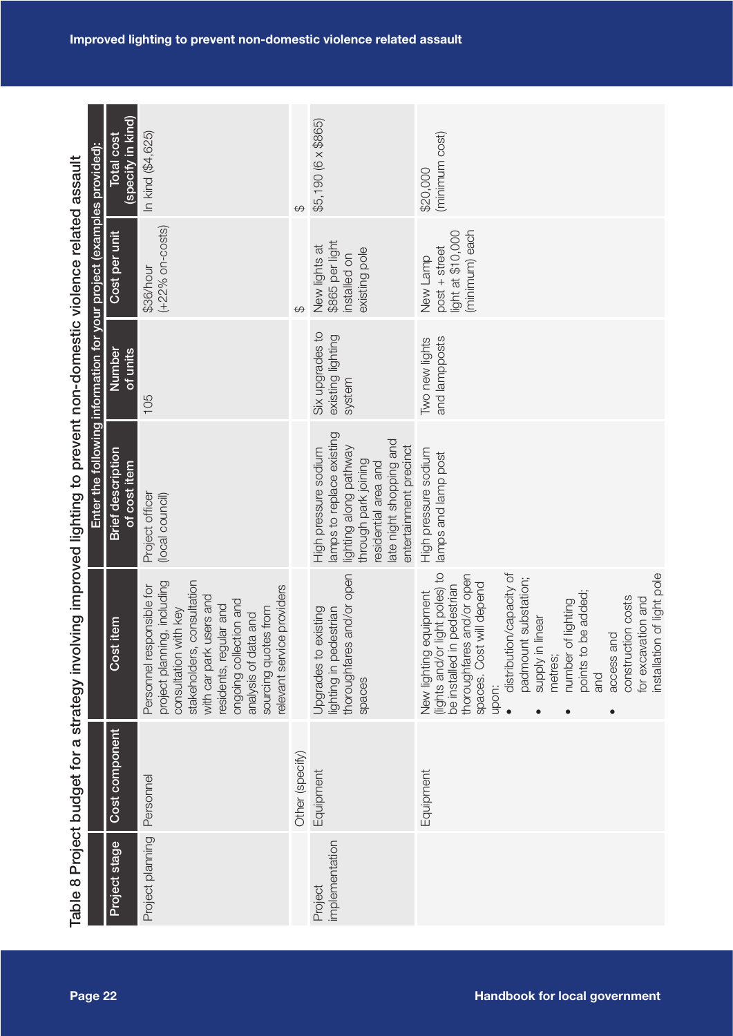Table 8 Project budget for a strategy involving improved lighting to prevent non-domestic violence related assault

| Project stage | Cost component | Cost item | Enter the following information for your project (examples provided): Brief description of cost item | Number of units | Cost per unit | Total cost (specify in kind) |
|---|---|---|---|---|---|---|
| Project planning | Personnel | Personnel responsible for project planning, including consultation with key stakeholders, consultation with car park users and residents, regular and ongoing collection and analysis of data and sourcing quotes from relevant service providers | Project officer (local council) | 105 | \$36/hour (+22% on-costs) | In kind (\$4,625) |
| | Other (specify) | | | | \$ | \$ |
| Project implementation | Equipment | Upgrades to existing lighting in pedestrian thoroughfares and/or open spaces | High pressure sodium lamps to replace existing lighting along pathway through park joining residential area and late night shopping and entertainment precinct | Six upgrades to existing lighting system | New lights at \$865 per light installed on existing pole | \$5,190 (6 x \$865) |
| | Equipment | New lighting equipment (lights and/or light poles) to be installed in pedestrian thoroughfares and/or open spaces. Cost will depend upon:<br>• distribution/capacity of padmount substation; supply in linear metres;<br>• number of lighting points to be added; and<br>• access and construction costs for excavation and installation of light pole | High pressure sodium lamps and lamp post | Two new lights and lampposts | New Lamp post + street light at \$10,000 (minimum) each | \$20,000 (minimum cost) |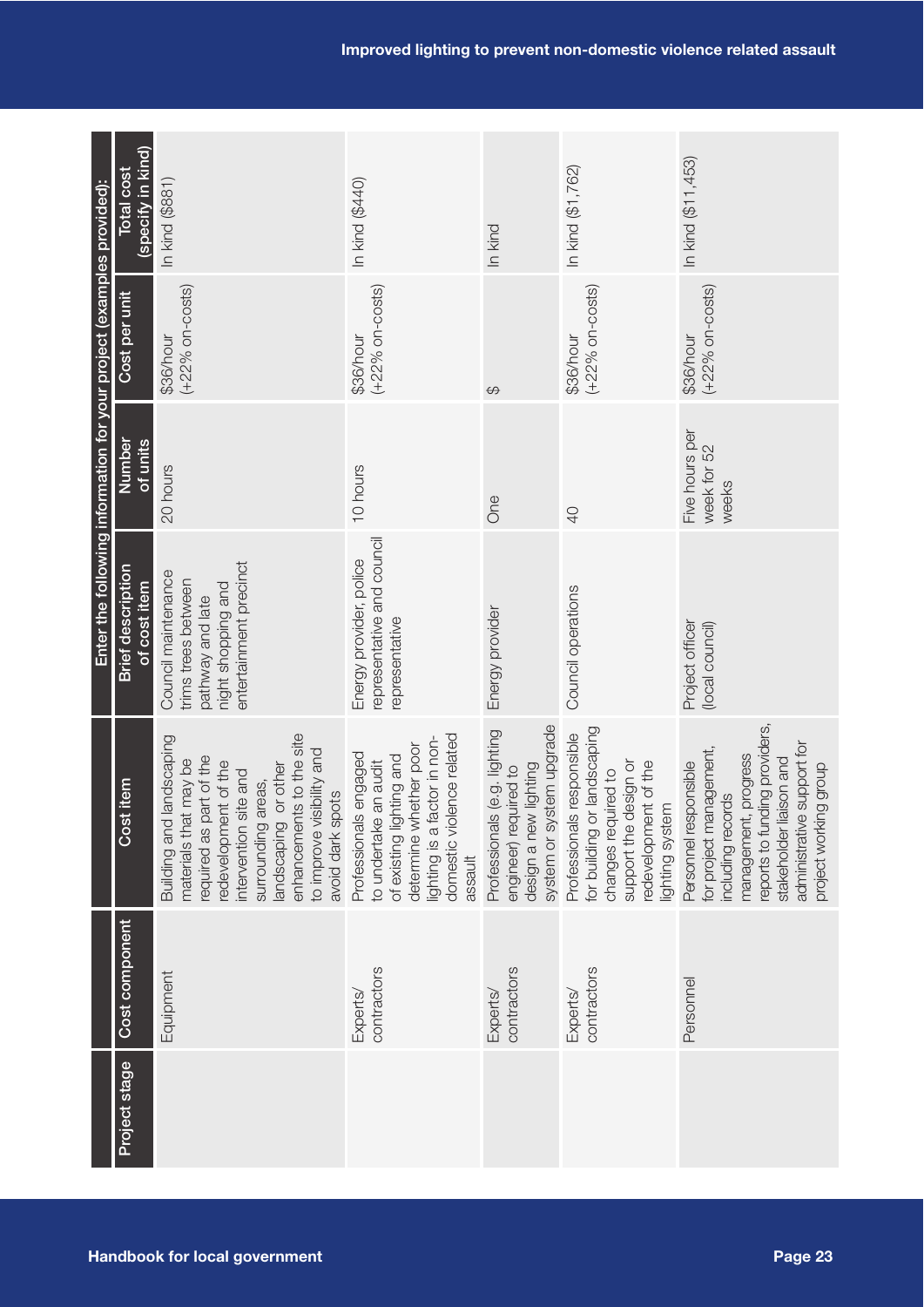| Project stage | Cost component | Cost item | Enter the following information for your project (examples provided): | | | |
|---|---|---|---|---|---|---|
| | | | Brief description of cost item | Number of units | Cost per unit | Total cost (specify in kind) |
| | Equipment | Building and landscaping materials that may be required as part of the redevelopment of the intervention site and surrounding areas, landscaping or other enhancements to the site to improve visibility and avoid dark spots | Council maintenance trims trees between pathway and late night shopping and entertainment precinct | 20 hours | $36/hour (+22% on-costs) | In kind ($881) |
| | Experts/ contractors | Professionals engaged to undertake an audit of existing lighting and determine whether poor lighting is a factor in non-domestic violence related assault | Energy provider, police representative and council representative | 10 hours | $36/hour (+22% on-costs) | In kind ($440) |
| | Experts/ contractors | Professionals (e.g. lighting engineer) required to design a new lighting system or system upgrade | Energy provider | One | $ | In kind |
| | Experts/ contractors | Professionals responsible for building or landscaping changes required to support the design or redevelopment of the lighting system | Council operations | 40 | $36/hour (+22% on-costs) | In kind ($1,762) |
| | Personnel | Personnel responsible for project management, including records management, progress reports to funding providers, stakeholder liaison and administrative support for project working group | Project officer (local council) | Five hours per week for 52 weeks | $36/hour (+22% on-costs) | In kind ($11,453) |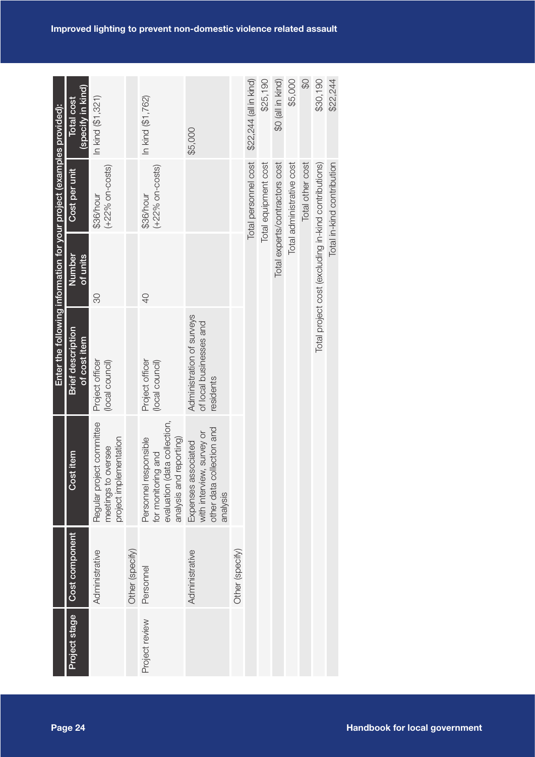| Project stage | Cost component | Cost item | Enter the following information for your project (examples provided): | | | |
|---|---|---|---|---|---|---|
| | | | Brief description of cost item | Number of units | Cost per unit | Total cost (specify in kind) |
| | Administrative | Regular project committee meetings to oversee project implementation | Project officer (local council) | 30 | $36/hour (+22% on-costs) | In kind ($1,321) |
| | Other (specify) | | | | | |
| Project review | Personnel | Personnel responsible for monitoring and evaluation (data collection, analysis and reporting) | Project officer (local council) | 40 | $36/hour (+22% on-costs) | In kind ($1,762) |
| | Administrative | Expenses associated with interview, survey or other data collection and analysis | Administration of surveys of local businesses and residents | | | $5,000 |
| | Other (specify) | | | | | |
| | | | | | Total personnel cost | $22,244 (all in kind) |
| | | | | | Total equipment cost | $25,190 |
| | | | | | Total experts/contractors cost | $0 (all in kind) |
| | | | | | Total administrative cost | $5,000 |
| | | | | | Total other cost | $0 |
| | | | | | Total project cost (excluding in-kind contributions) | $30,190 |
| | | | | | Total in-kind contribution | $22,244 |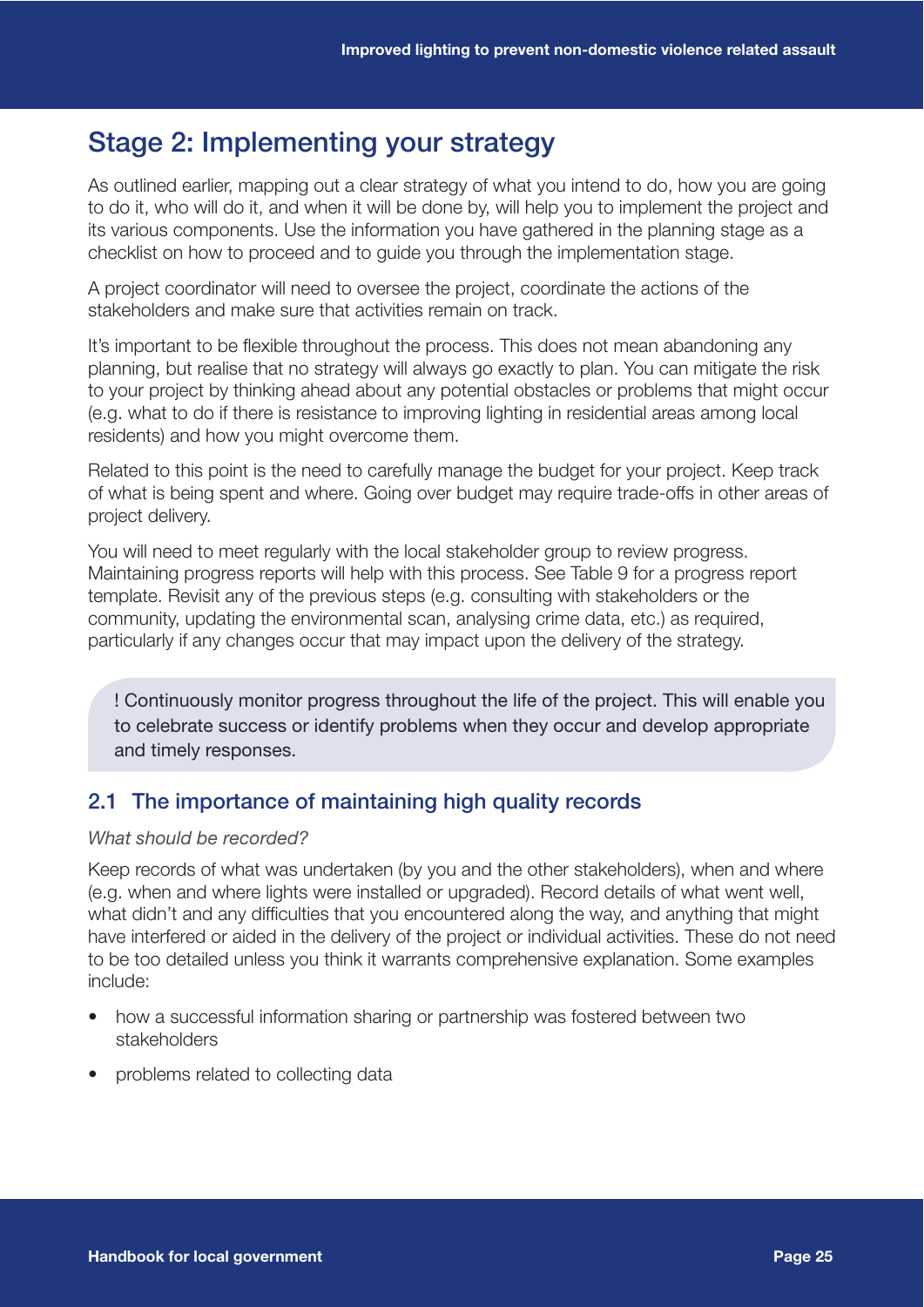## Stage 2: Implementing your strategy

As outlined earlier, mapping out a clear strategy of what you intend to do, how you are going to do it, who will do it, and when it will be done by, will help you to implement the project and its various components. Use the information you have gathered in the planning stage as a checklist on how to proceed and to guide you through the implementation stage.

A project coordinator will need to oversee the project, coordinate the actions of the stakeholders and make sure that activities remain on track.

It's important to be flexible throughout the process. This does not mean abandoning any planning, but realise that no strategy will always go exactly to plan. You can mitigate the risk to your project by thinking ahead about any potential obstacles or problems that might occur (e.g. what to do if there is resistance to improving lighting in residential areas among local residents) and how you might overcome them.

Related to this point is the need to carefully manage the budget for your project. Keep track of what is being spent and where. Going over budget may require trade-offs in other areas of project delivery.

You will need to meet regularly with the local stakeholder group to review progress. Maintaining progress reports will help with this process. See Table 9 for a progress report template. Revisit any of the previous steps (e.g. consulting with stakeholders or the community, updating the environmental scan, analysing crime data, etc.) as required, particularly if any changes occur that may impact upon the delivery of the strategy.

> ! Continuously monitor progress throughout the life of the project. This will enable you to celebrate success or identify problems when they occur and develop appropriate and timely responses.

### 2.1 The importance of maintaining high quality records

*What should be recorded?*

Keep records of what was undertaken (by you and the other stakeholders), when and where (e.g. when and where lights were installed or upgraded). Record details of what went well, what didn't and any difficulties that you encountered along the way, and anything that might have interfered or aided in the delivery of the project or individual activities. These do not need to be too detailed unless you think it warrants comprehensive explanation. Some examples include:

- how a successful information sharing or partnership was fostered between two stakeholders
- problems related to collecting data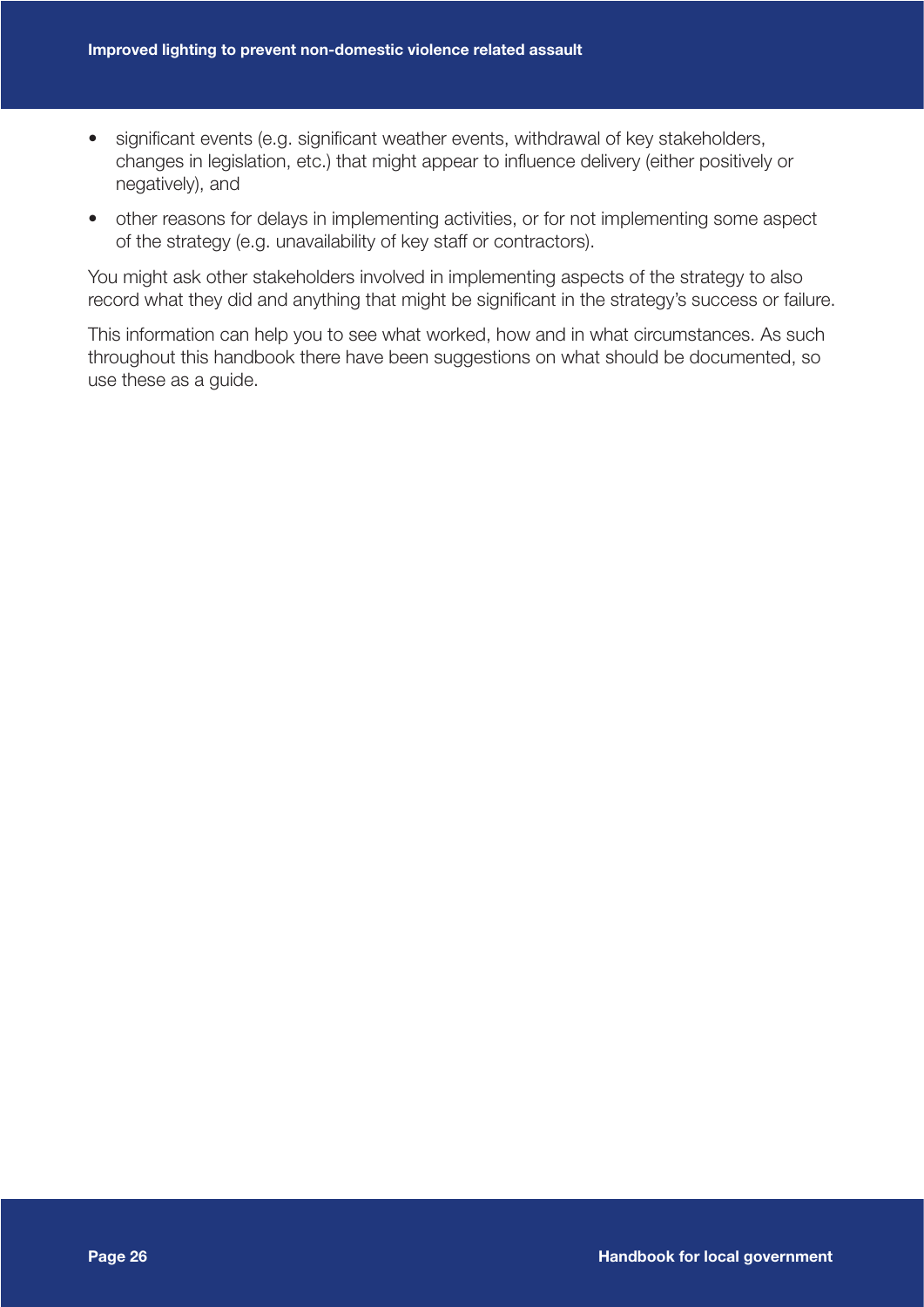- significant events (e.g. significant weather events, withdrawal of key stakeholders, changes in legislation, etc.) that might appear to influence delivery (either positively or negatively), and
- other reasons for delays in implementing activities, or for not implementing some aspect of the strategy (e.g. unavailability of key staff or contractors).

You might ask other stakeholders involved in implementing aspects of the strategy to also record what they did and anything that might be significant in the strategy's success or failure.

This information can help you to see what worked, how and in what circumstances. As such throughout this handbook there have been suggestions on what should be documented, so use these as a guide.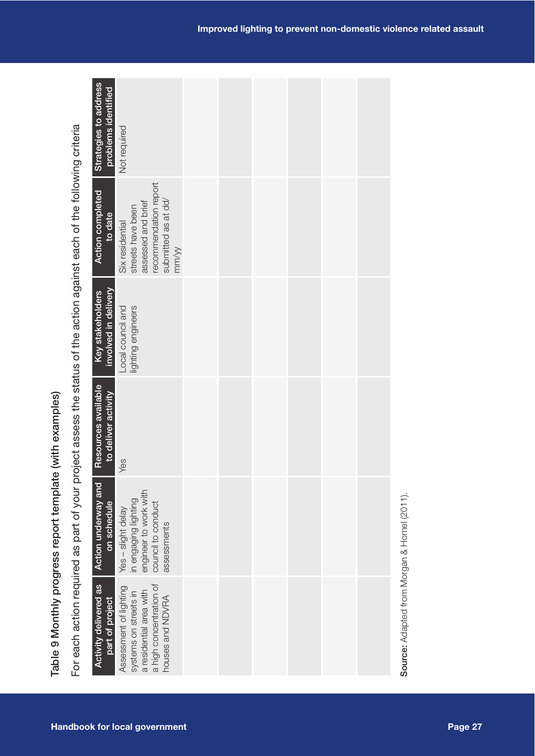Table 9 Monthly progress report template (with examples)

For each action required as part of your project assess the status of the action against each of the following criteria

| Activity delivered as part of project | Action underway and on schedule | Resources available to deliver activity | Key stakeholders involved in delivery | Action completed to date | Strategies to address problems identified |
|---|---|---|---|---|---|
| Assessment of lighting systems on streets in a residential area with a high concentration of houses and NDVRA | Yes – slight delay in engaging lighting engineer to work with council to conduct assessments | Yes | Local council and lighting engineers | Six residential streets have been assessed and brief recommendation report submitted as at dd/mm/yy | Not required |
| | | | | | |
| | | | | | |
| | | | | | |
| | | | | | |
| | | | | | |
| | | | | | |

**Source:** Adapted from Morgan & Homel (2011).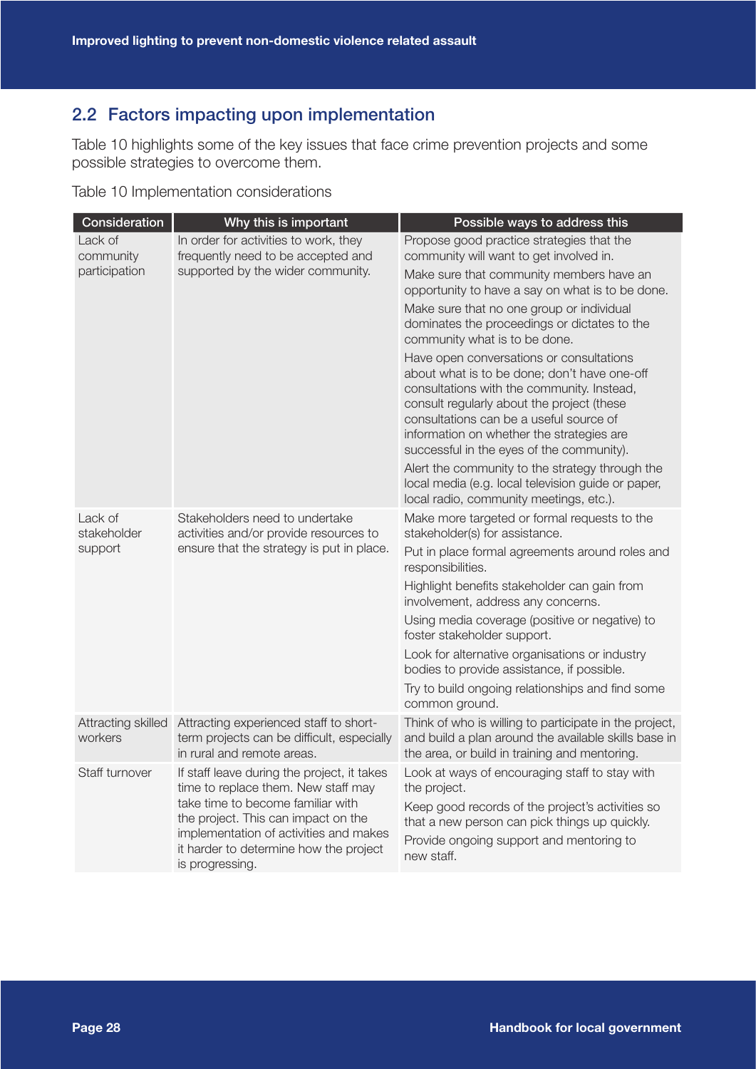## 2.2 Factors impacting upon implementation

Table 10 highlights some of the key issues that face crime prevention projects and some possible strategies to overcome them.

Table 10 Implementation considerations

| Consideration | Why this is important | Possible ways to address this |
|---|---|---|
| Lack of community participation | In order for activities to work, they frequently need to be accepted and supported by the wider community. | Propose good practice strategies that the community will want to get involved in.<br>Make sure that community members have an opportunity to have a say on what is to be done.<br>Make sure that no one group or individual dominates the proceedings or dictates to the community what is to be done.<br>Have open conversations or consultations about what is to be done; don't have one-off consultations with the community. Instead, consult regularly about the project (these consultations can be a useful source of information on whether the strategies are successful in the eyes of the community).<br>Alert the community to the strategy through the local media (e.g. local television guide or paper, local radio, community meetings, etc.). |
| Lack of stakeholder support | Stakeholders need to undertake activities and/or provide resources to ensure that the strategy is put in place. | Make more targeted or formal requests to the stakeholder(s) for assistance.<br>Put in place formal agreements around roles and responsibilities.<br>Highlight benefits stakeholder can gain from involvement, address any concerns.<br>Using media coverage (positive or negative) to foster stakeholder support.<br>Look for alternative organisations or industry bodies to provide assistance, if possible.<br>Try to build ongoing relationships and find some common ground. |
| Attracting skilled workers | Attracting experienced staff to short-term projects can be difficult, especially in rural and remote areas. | Think of who is willing to participate in the project, and build a plan around the available skills base in the area, or build in training and mentoring. |
| Staff turnover | If staff leave during the project, it takes time to replace them. New staff may take time to become familiar with the project. This can impact on the implementation of activities and makes it harder to determine how the project is progressing. | Look at ways of encouraging staff to stay with the project.<br>Keep good records of the project's activities so that a new person can pick things up quickly.<br>Provide ongoing support and mentoring to new staff. |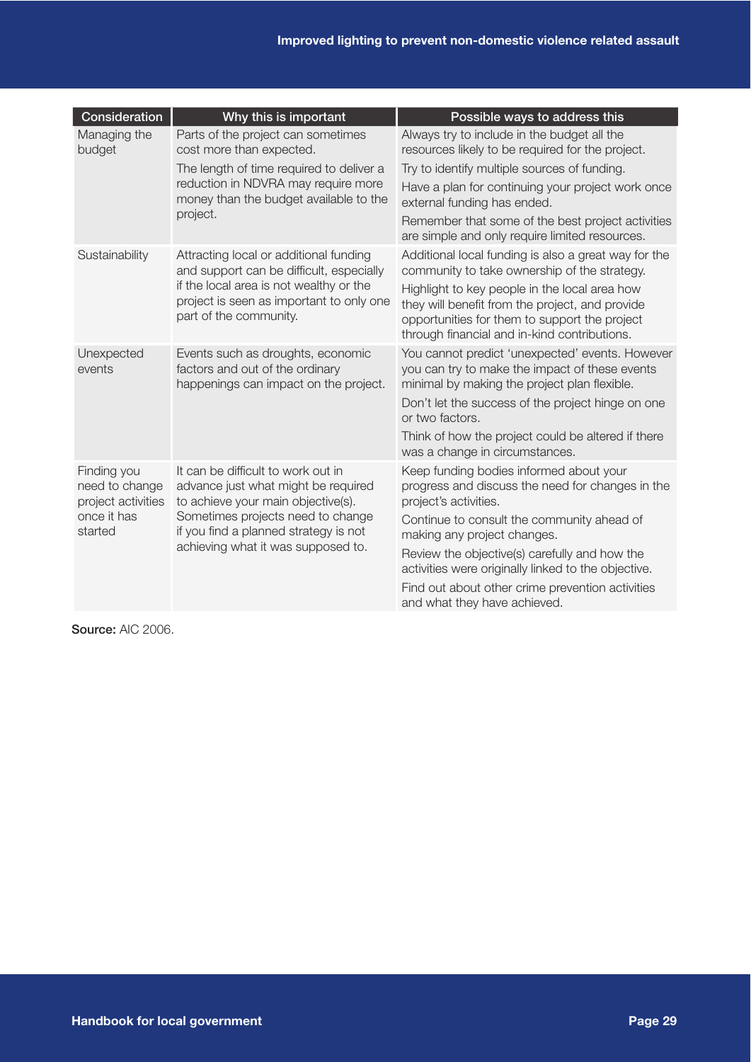| Consideration | Why this is important | Possible ways to address this |
|---|---|---|
| Managing the budget | Parts of the project can sometimes cost more than expected.<br>The length of time required to deliver a reduction in NDVRA may require more money than the budget available to the project. | Always try to include in the budget all the resources likely to be required for the project.<br>Try to identify multiple sources of funding.<br>Have a plan for continuing your project work once external funding has ended.<br>Remember that some of the best project activities are simple and only require limited resources. |
| Sustainability | Attracting local or additional funding and support can be difficult, especially if the local area is not wealthy or the project is seen as important to only one part of the community. | Additional local funding is also a great way for the community to take ownership of the strategy.<br>Highlight to key people in the local area how they will benefit from the project, and provide opportunities for them to support the project through financial and in-kind contributions. |
| Unexpected events | Events such as droughts, economic factors and out of the ordinary happenings can impact on the project. | You cannot predict 'unexpected' events. However you can try to make the impact of these events minimal by making the project plan flexible.<br>Don't let the success of the project hinge on one or two factors.<br>Think of how the project could be altered if there was a change in circumstances. |
| Finding you need to change project activities once it has started | It can be difficult to work out in advance just what might be required to achieve your main objective(s). Sometimes projects need to change if you find a planned strategy is not achieving what it was supposed to. | Keep funding bodies informed about your progress and discuss the need for changes in the project's activities.<br>Continue to consult the community ahead of making any project changes.<br>Review the objective(s) carefully and how the activities were originally linked to the objective.<br>Find out about other crime prevention activities and what they have achieved. |

**Source:** AIC 2006.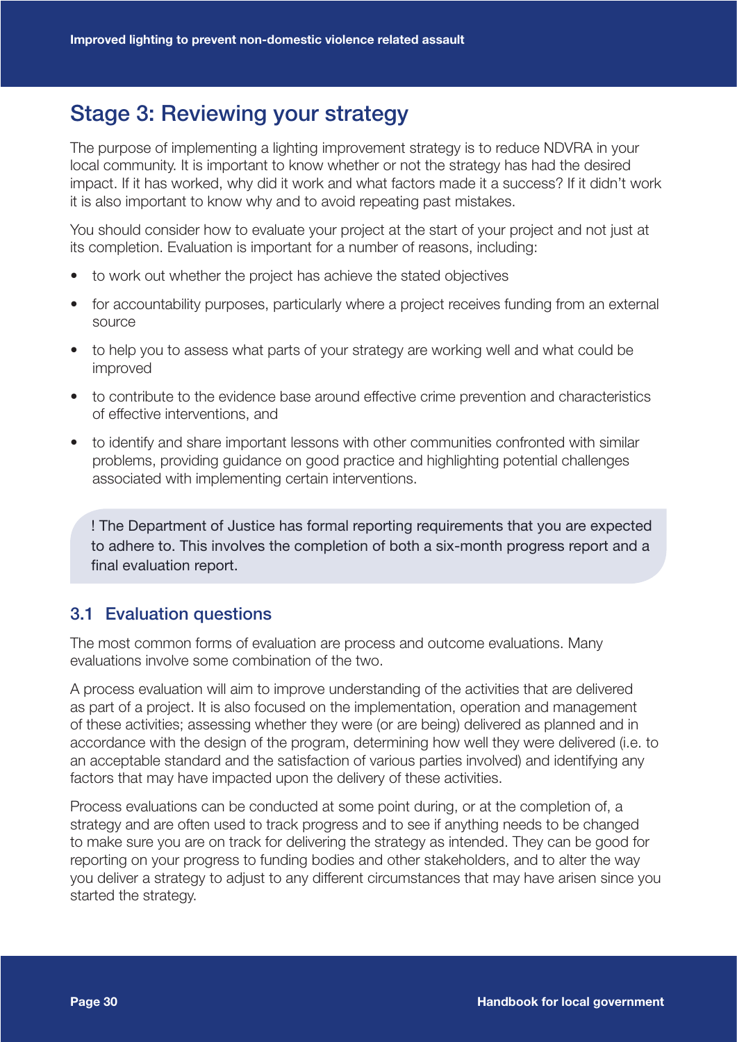## Stage 3: Reviewing your strategy

The purpose of implementing a lighting improvement strategy is to reduce NDVRA in your local community. It is important to know whether or not the strategy has had the desired impact. If it has worked, why did it work and what factors made it a success? If it didn't work it is also important to know why and to avoid repeating past mistakes.

You should consider how to evaluate your project at the start of your project and not just at its completion. Evaluation is important for a number of reasons, including:

- to work out whether the project has achieve the stated objectives
- for accountability purposes, particularly where a project receives funding from an external source
- to help you to assess what parts of your strategy are working well and what could be improved
- to contribute to the evidence base around effective crime prevention and characteristics of effective interventions, and
- to identify and share important lessons with other communities confronted with similar problems, providing guidance on good practice and highlighting potential challenges associated with implementing certain interventions.

> ! The Department of Justice has formal reporting requirements that you are expected to adhere to. This involves the completion of both a six-month progress report and a final evaluation report.

### 3.1 Evaluation questions

The most common forms of evaluation are process and outcome evaluations. Many evaluations involve some combination of the two.

A process evaluation will aim to improve understanding of the activities that are delivered as part of a project. It is also focused on the implementation, operation and management of these activities; assessing whether they were (or are being) delivered as planned and in accordance with the design of the program, determining how well they were delivered (i.e. to an acceptable standard and the satisfaction of various parties involved) and identifying any factors that may have impacted upon the delivery of these activities.

Process evaluations can be conducted at some point during, or at the completion of, a strategy and are often used to track progress and to see if anything needs to be changed to make sure you are on track for delivering the strategy as intended. They can be good for reporting on your progress to funding bodies and other stakeholders, and to alter the way you deliver a strategy to adjust to any different circumstances that may have arisen since you started the strategy.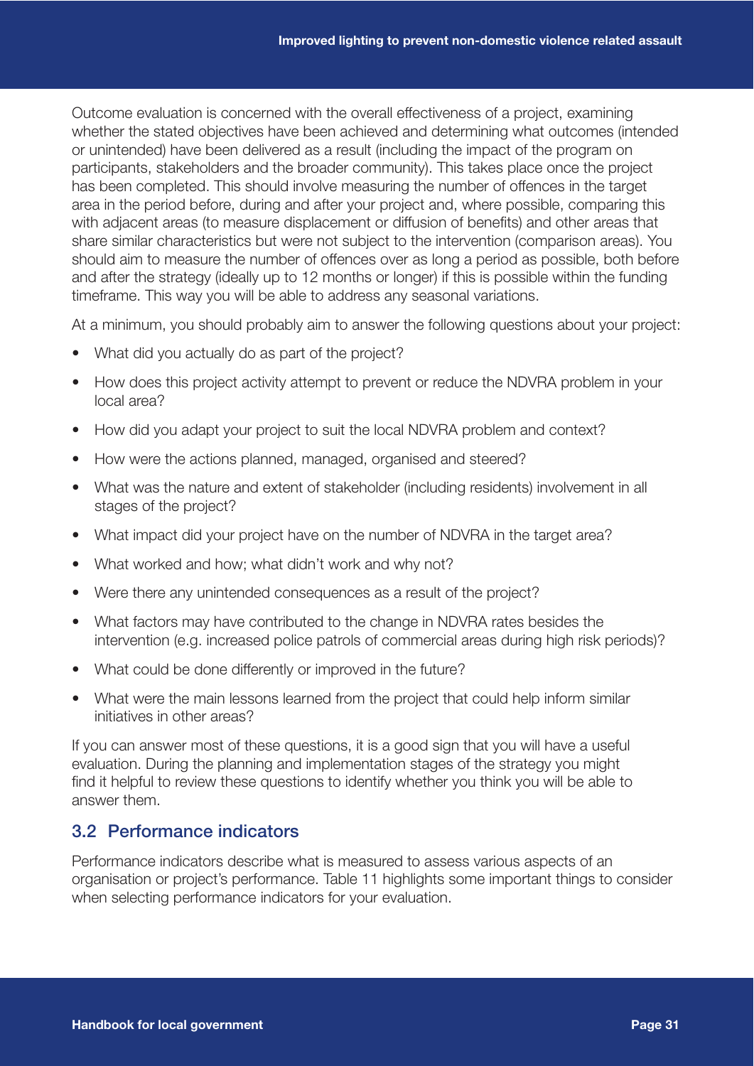Outcome evaluation is concerned with the overall effectiveness of a project, examining whether the stated objectives have been achieved and determining what outcomes (intended or unintended) have been delivered as a result (including the impact of the program on participants, stakeholders and the broader community). This takes place once the project has been completed. This should involve measuring the number of offences in the target area in the period before, during and after your project and, where possible, comparing this with adjacent areas (to measure displacement or diffusion of benefits) and other areas that share similar characteristics but were not subject to the intervention (comparison areas). You should aim to measure the number of offences over as long a period as possible, both before and after the strategy (ideally up to 12 months or longer) if this is possible within the funding timeframe. This way you will be able to address any seasonal variations.

At a minimum, you should probably aim to answer the following questions about your project:

- What did you actually do as part of the project?
- How does this project activity attempt to prevent or reduce the NDVRA problem in your local area?
- How did you adapt your project to suit the local NDVRA problem and context?
- How were the actions planned, managed, organised and steered?
- What was the nature and extent of stakeholder (including residents) involvement in all stages of the project?
- What impact did your project have on the number of NDVRA in the target area?
- What worked and how; what didn't work and why not?
- Were there any unintended consequences as a result of the project?
- What factors may have contributed to the change in NDVRA rates besides the intervention (e.g. increased police patrols of commercial areas during high risk periods)?
- What could be done differently or improved in the future?
- What were the main lessons learned from the project that could help inform similar initiatives in other areas?

If you can answer most of these questions, it is a good sign that you will have a useful evaluation. During the planning and implementation stages of the strategy you might find it helpful to review these questions to identify whether you think you will be able to answer them.

## 3.2 Performance indicators

Performance indicators describe what is measured to assess various aspects of an organisation or project's performance. Table 11 highlights some important things to consider when selecting performance indicators for your evaluation.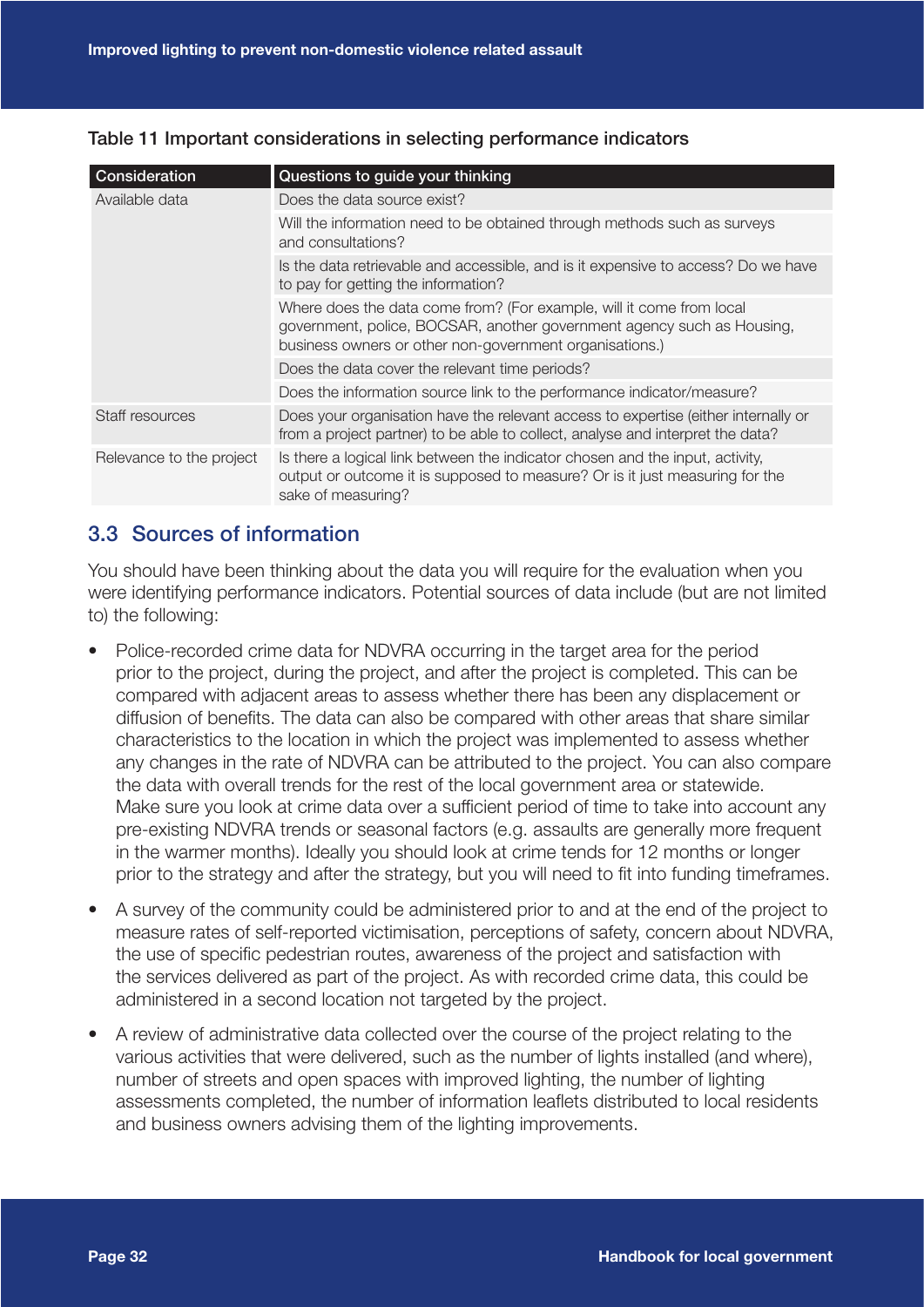Table 11 Important considerations in selecting performance indicators

| Consideration | Questions to guide your thinking |
|---|---|
| Available data | Does the data source exist? |
| | Will the information need to be obtained through methods such as surveys and consultations? |
| | Is the data retrievable and accessible, and is it expensive to access? Do we have to pay for getting the information? |
| | Where does the data come from? (For example, will it come from local government, police, BOCSAR, another government agency such as Housing, business owners or other non-government organisations.) |
| | Does the data cover the relevant time periods? |
| | Does the information source link to the performance indicator/measure? |
| Staff resources | Does your organisation have the relevant access to expertise (either internally or from a project partner) to be able to collect, analyse and interpret the data? |
| Relevance to the project | Is there a logical link between the indicator chosen and the input, activity, output or outcome it is supposed to measure? Or is it just measuring for the sake of measuring? |

## 3.3 Sources of information

You should have been thinking about the data you will require for the evaluation when you were identifying performance indicators. Potential sources of data include (but are not limited to) the following:

- Police-recorded crime data for NDVRA occurring in the target area for the period prior to the project, during the project, and after the project is completed. This can be compared with adjacent areas to assess whether there has been any displacement or diffusion of benefits. The data can also be compared with other areas that share similar characteristics to the location in which the project was implemented to assess whether any changes in the rate of NDVRA can be attributed to the project. You can also compare the data with overall trends for the rest of the local government area or statewide. Make sure you look at crime data over a sufficient period of time to take into account any pre-existing NDVRA trends or seasonal factors (e.g. assaults are generally more frequent in the warmer months). Ideally you should look at crime tends for 12 months or longer prior to the strategy and after the strategy, but you will need to fit into funding timeframes.
- A survey of the community could be administered prior to and at the end of the project to measure rates of self-reported victimisation, perceptions of safety, concern about NDVRA, the use of specific pedestrian routes, awareness of the project and satisfaction with the services delivered as part of the project. As with recorded crime data, this could be administered in a second location not targeted by the project.
- A review of administrative data collected over the course of the project relating to the various activities that were delivered, such as the number of lights installed (and where), number of streets and open spaces with improved lighting, the number of lighting assessments completed, the number of information leaflets distributed to local residents and business owners advising them of the lighting improvements.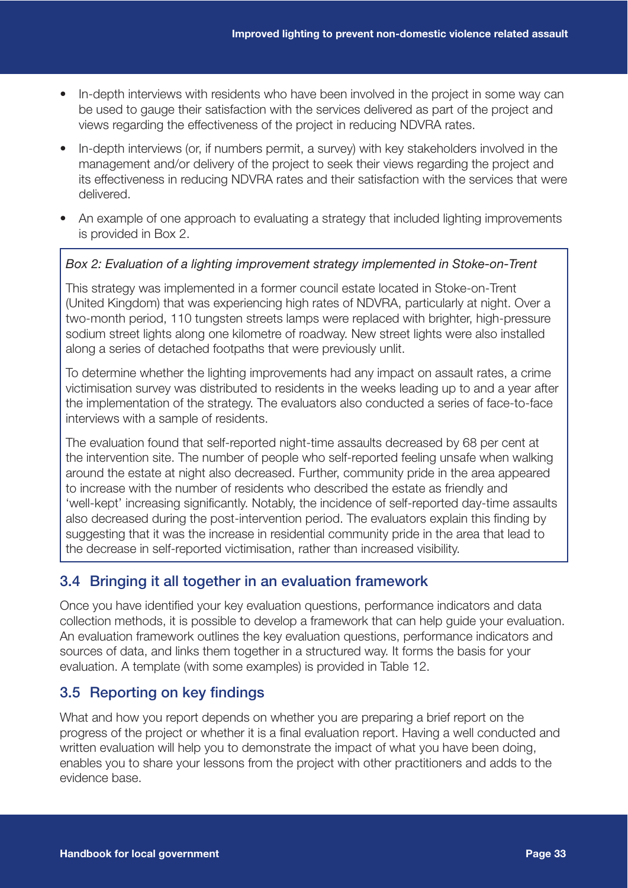- In-depth interviews with residents who have been involved in the project in some way can be used to gauge their satisfaction with the services delivered as part of the project and views regarding the effectiveness of the project in reducing NDVRA rates.
- In-depth interviews (or, if numbers permit, a survey) with key stakeholders involved in the management and/or delivery of the project to seek their views regarding the project and its effectiveness in reducing NDVRA rates and their satisfaction with the services that were delivered.
- An example of one approach to evaluating a strategy that included lighting improvements is provided in Box 2.

> *Box 2: Evaluation of a lighting improvement strategy implemented in Stoke-on-Trent*
>
> This strategy was implemented in a former council estate located in Stoke-on-Trent (United Kingdom) that was experiencing high rates of NDVRA, particularly at night. Over a two-month period, 110 tungsten streets lamps were replaced with brighter, high-pressure sodium street lights along one kilometre of roadway. New street lights were also installed along a series of detached footpaths that were previously unlit.
>
> To determine whether the lighting improvements had any impact on assault rates, a crime victimisation survey was distributed to residents in the weeks leading up to and a year after the implementation of the strategy. The evaluators also conducted a series of face-to-face interviews with a sample of residents.
>
> The evaluation found that self-reported night-time assaults decreased by 68 per cent at the intervention site. The number of people who self-reported feeling unsafe when walking around the estate at night also decreased. Further, community pride in the area appeared to increase with the number of residents who described the estate as friendly and 'well-kept' increasing significantly. Notably, the incidence of self-reported day-time assaults also decreased during the post-intervention period. The evaluators explain this finding by suggesting that it was the increase in residential community pride in the area that lead to the decrease in self-reported victimisation, rather than increased visibility.

## 3.4 Bringing it all together in an evaluation framework

Once you have identified your key evaluation questions, performance indicators and data collection methods, it is possible to develop a framework that can help guide your evaluation. An evaluation framework outlines the key evaluation questions, performance indicators and sources of data, and links them together in a structured way. It forms the basis for your evaluation. A template (with some examples) is provided in Table 12.

## 3.5 Reporting on key findings

What and how you report depends on whether you are preparing a brief report on the progress of the project or whether it is a final evaluation report. Having a well conducted and written evaluation will help you to demonstrate the impact of what you have been doing, enables you to share your lessons from the project with other practitioners and adds to the evidence base.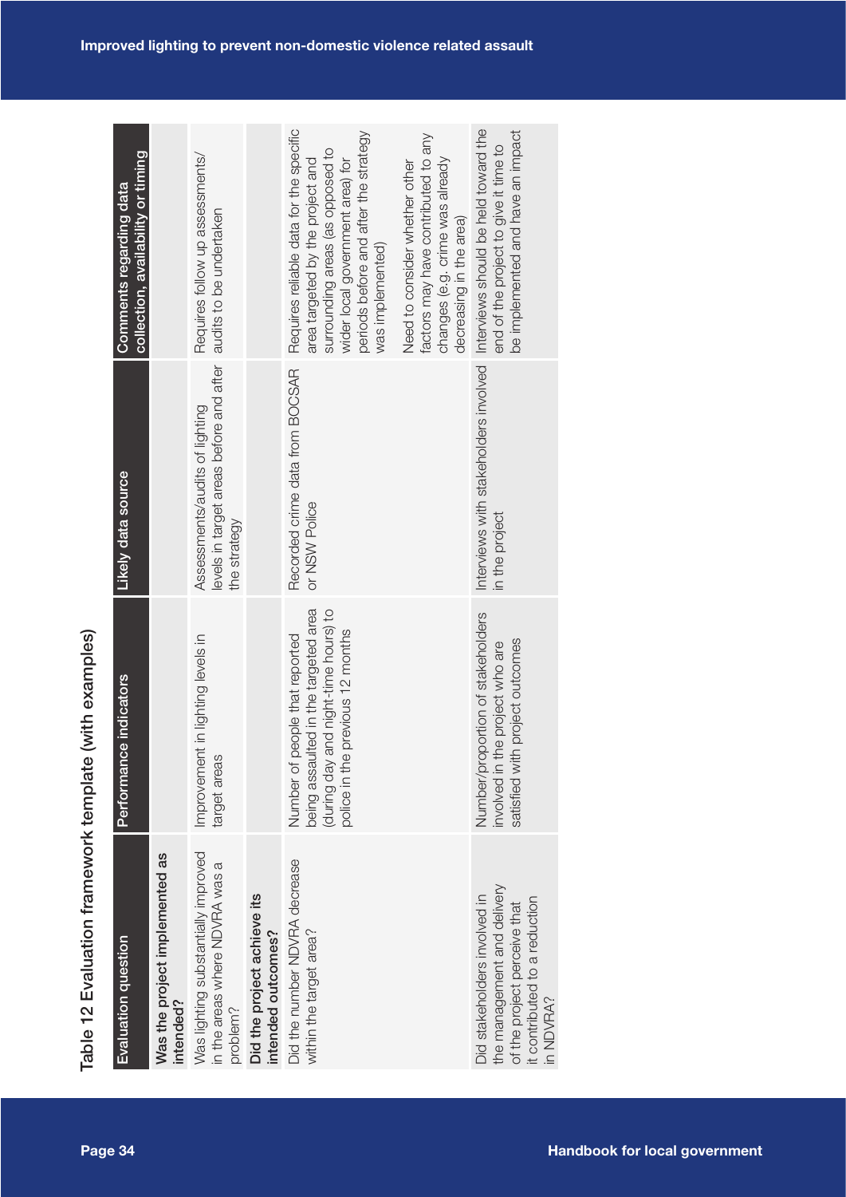Table 12 Evaluation framework template (with examples)

| Evaluation question | Performance indicators | Likely data source | Comments regarding data collection, availability or timing |
|---|---|---|---|
| **Was the project implemented as intended?** | | | |
| Was lighting substantially improved in the areas where NDVRA was a problem? | Improvement in lighting levels in target areas | Assessments/audits of lighting levels in target areas before and after the strategy | Requires follow up assessments/audits to be undertaken |
| **Did the project achieve its intended outcomes?** | | | |
| Did the number NDVRA decrease within the target area? | Number of people that reported being assaulted in the targeted area (during day and night-time hours) to police in the previous 12 months | Recorded crime data from BOCSAR or NSW Police | Requires reliable data for the specific area targeted by the project and surrounding areas (as opposed to wider local government area) for periods before and after the strategy was implemented<br><br>Need to consider whether other factors may have contributed to any changes (e.g. crime was already decreasing in the area) |
| Did stakeholders involved in the management and delivery of the project perceive that it contributed to a reduction in NDVRA? | Number/proportion of stakeholders involved in the project who are satisfied with project outcomes | Interviews with stakeholders involved in the project | Interviews should be held toward the end of the project to give it time to be implemented and have an impact |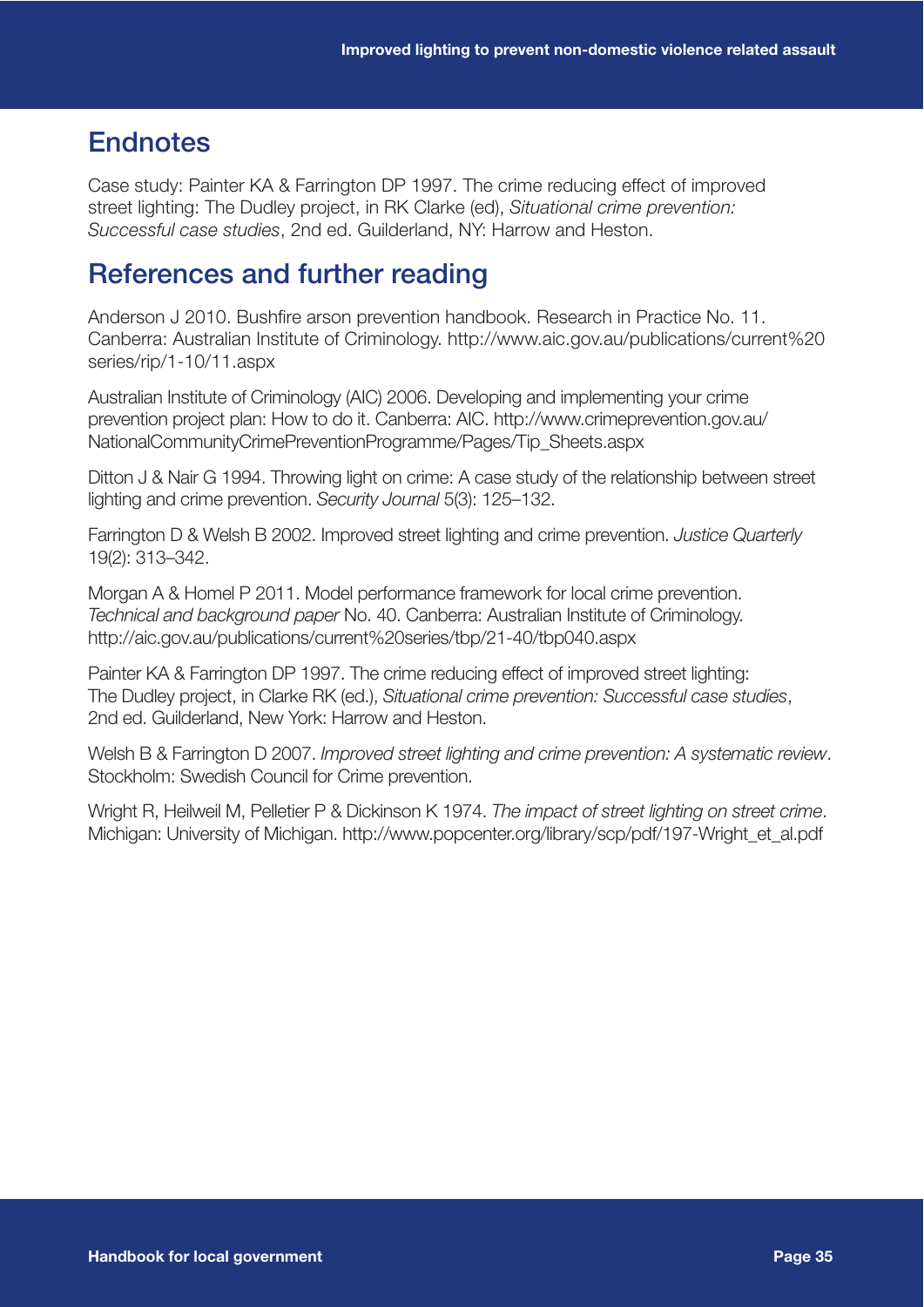## Endnotes

Case study: Painter KA & Farrington DP 1997. The crime reducing effect of improved street lighting: The Dudley project, in RK Clarke (ed), *Situational crime prevention: Successful case studies*, 2nd ed. Guilderland, NY: Harrow and Heston.

## References and further reading

Anderson J 2010. Bushfire arson prevention handbook. Research in Practice No. 11. Canberra: Australian Institute of Criminology. http://www.aic.gov.au/publications/current%20series/rip/1-10/11.aspx

Australian Institute of Criminology (AIC) 2006. Developing and implementing your crime prevention project plan: How to do it. Canberra: AIC. http://www.crimeprevention.gov.au/NationalCommunityCrimePreventionProgramme/Pages/Tip_Sheets.aspx

Ditton J & Nair G 1994. Throwing light on crime: A case study of the relationship between street lighting and crime prevention. *Security Journal* 5(3): 125–132.

Farrington D & Welsh B 2002. Improved street lighting and crime prevention. *Justice Quarterly* 19(2): 313–342.

Morgan A & Homel P 2011. Model performance framework for local crime prevention. *Technical and background paper* No. 40. Canberra: Australian Institute of Criminology. http://aic.gov.au/publications/current%20series/tbp/21-40/tbp040.aspx

Painter KA & Farrington DP 1997. The crime reducing effect of improved street lighting: The Dudley project, in Clarke RK (ed.), *Situational crime prevention: Successful case studies*, 2nd ed. Guilderland, New York: Harrow and Heston.

Welsh B & Farrington D 2007. *Improved street lighting and crime prevention: A systematic review*. Stockholm: Swedish Council for Crime prevention.

Wright R, Heilweil M, Pelletier P & Dickinson K 1974. *The impact of street lighting on street crime*. Michigan: University of Michigan. http://www.popcenter.org/library/scp/pdf/197-Wright_et_al.pdf